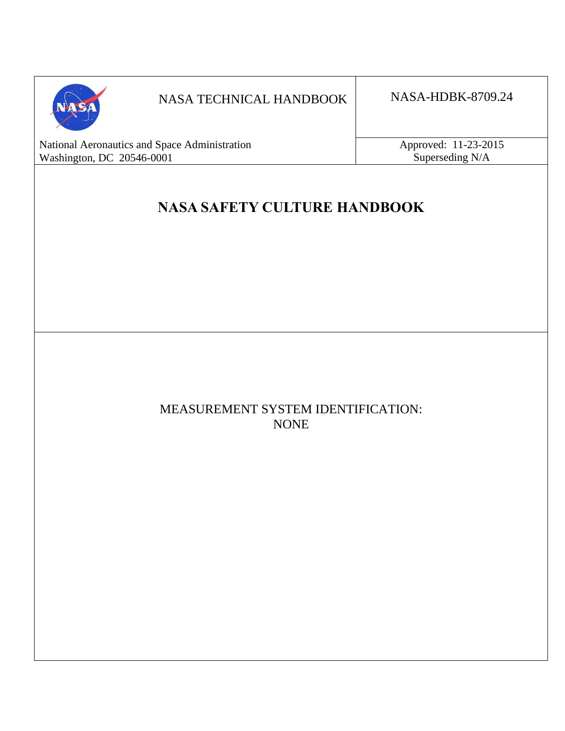| NASA TECHNICAL HANDBOOK | NASA-HDBK-8709.24 |
| --- | --- |
| National Aeronautics and Space Administration<br>Washington, DC 20546-0001 | Approved: 11-23-2015<br>Superseding N/A |

# NASA SAFETY CULTURE HANDBOOK

MEASUREMENT SYSTEM IDENTIFICATION:
NONE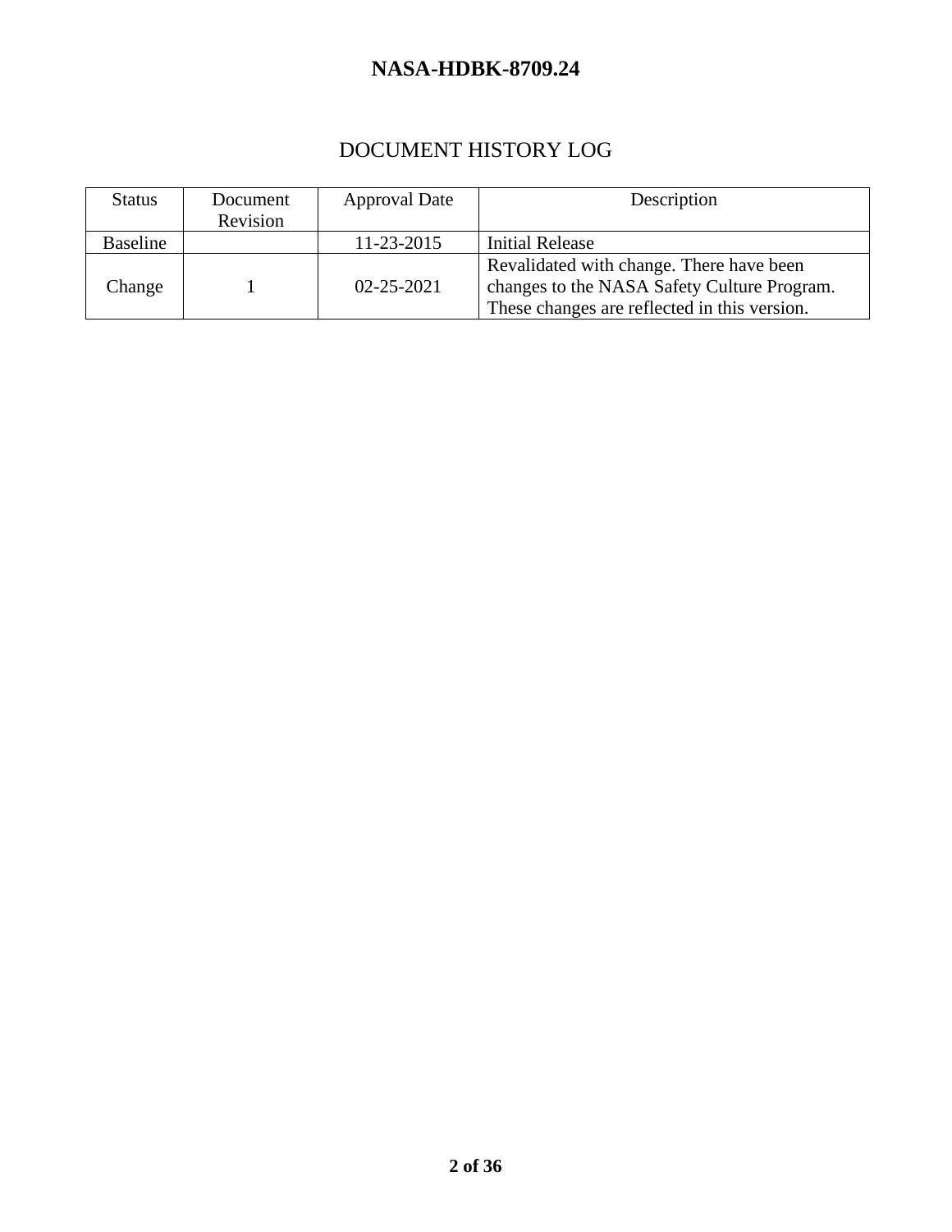# DOCUMENT HISTORY LOG

| Status | Document Revision | Approval Date | Description |
|---|---|---|---|
| Baseline | | 11-23-2015 | Initial Release |
| Change | 1 | 02-25-2021 | Revalidated with change. There have been changes to the NASA Safety Culture Program. These changes are reflected in this version. |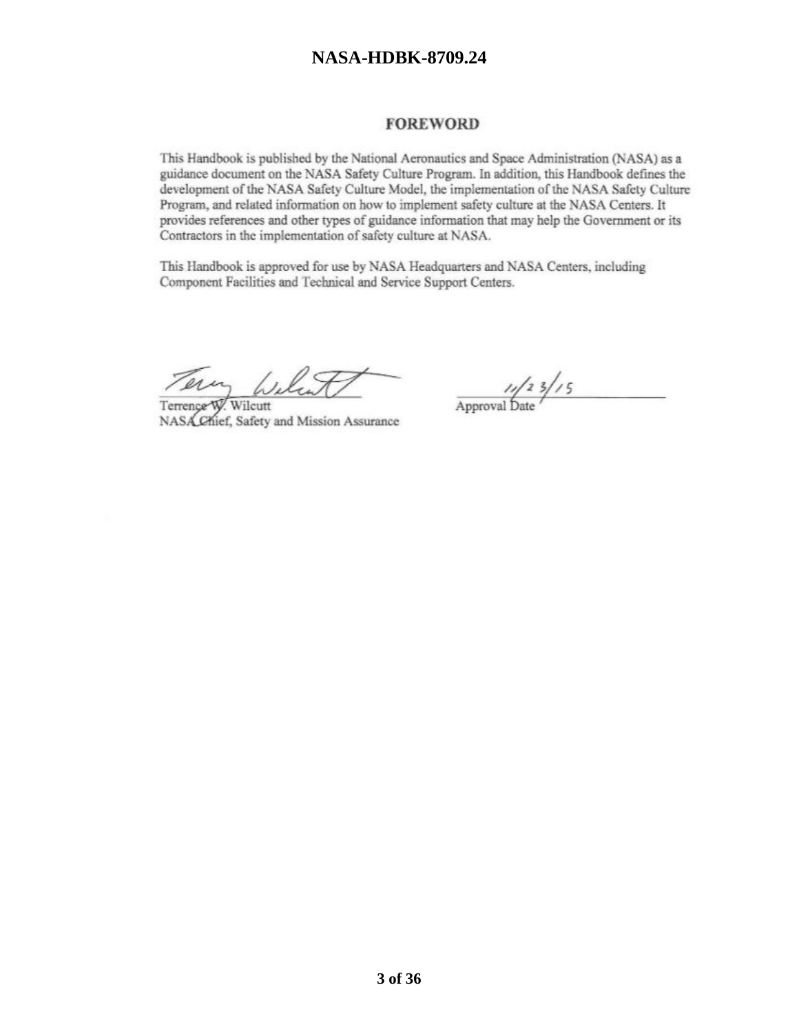## FOREWORD

This Handbook is published by the National Aeronautics and Space Administration (NASA) as a guidance document on the NASA Safety Culture Program. In addition, this Handbook defines the development of the NASA Safety Culture Model, the implementation of the NASA Safety Culture Program, and related information on how to implement safety culture at the NASA Centers. It provides references and other types of guidance information that may help the Government or its Contractors in the implementation of safety culture at NASA.

This Handbook is approved for use by NASA Headquarters and NASA Centers, including Component Facilities and Technical and Service Support Centers.

Terrence W. Wilcutt
NASA Chief, Safety and Mission Assurance

11/23/15
Approval Date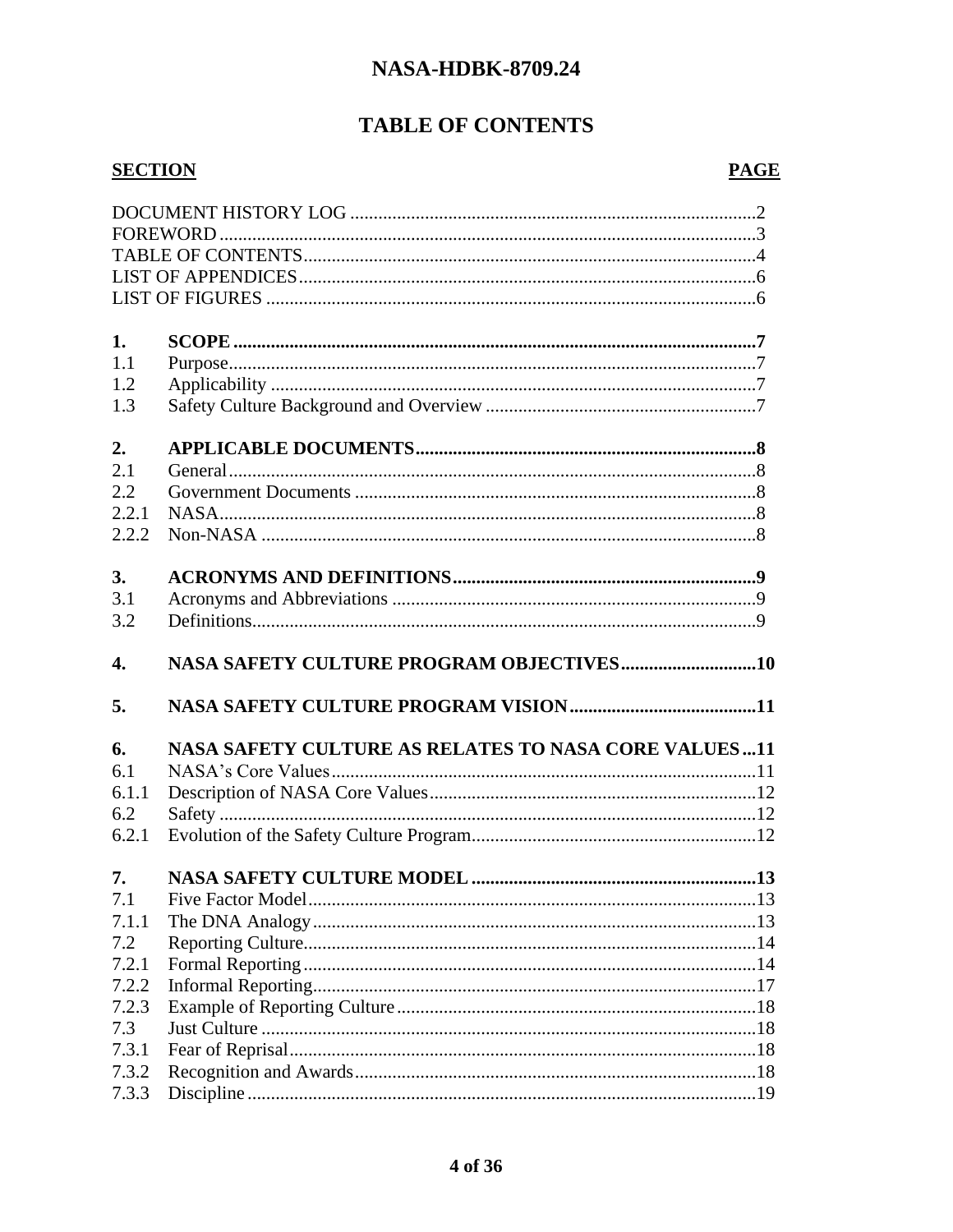# TABLE OF CONTENTS

| SECTION | | PAGE |
|---|---|---|
| DOCUMENT HISTORY LOG | | 2 |
| FOREWORD | | 3 |
| TABLE OF CONTENTS | | 4 |
| LIST OF APPENDICES | | 6 |
| LIST OF FIGURES | | 6 |
| **1.** | **SCOPE** | **7** |
| 1.1 | Purpose | 7 |
| 1.2 | Applicability | 7 |
| 1.3 | Safety Culture Background and Overview | 7 |
| **2.** | **APPLICABLE DOCUMENTS** | **8** |
| 2.1 | General | 8 |
| 2.2 | Government Documents | 8 |
| 2.2.1 | NASA | 8 |
| 2.2.2 | Non-NASA | 8 |
| **3.** | **ACRONYMS AND DEFINITIONS** | **9** |
| 3.1 | Acronyms and Abbreviations | 9 |
| 3.2 | Definitions | 9 |
| **4.** | **NASA SAFETY CULTURE PROGRAM OBJECTIVES** | **10** |
| **5.** | **NASA SAFETY CULTURE PROGRAM VISION** | **11** |
| **6.** | **NASA SAFETY CULTURE AS RELATES TO NASA CORE VALUES** | **11** |
| 6.1 | NASA's Core Values | 11 |
| 6.1.1 | Description of NASA Core Values | 12 |
| 6.2 | Safety | 12 |
| 6.2.1 | Evolution of the Safety Culture Program | 12 |
| **7.** | **NASA SAFETY CULTURE MODEL** | **13** |
| 7.1 | Five Factor Model | 13 |
| 7.1.1 | The DNA Analogy | 13 |
| 7.2 | Reporting Culture | 14 |
| 7.2.1 | Formal Reporting | 14 |
| 7.2.2 | Informal Reporting | 17 |
| 7.2.3 | Example of Reporting Culture | 18 |
| 7.3 | Just Culture | 18 |
| 7.3.1 | Fear of Reprisal | 18 |
| 7.3.2 | Recognition and Awards | 18 |
| 7.3.3 | Discipline | 19 |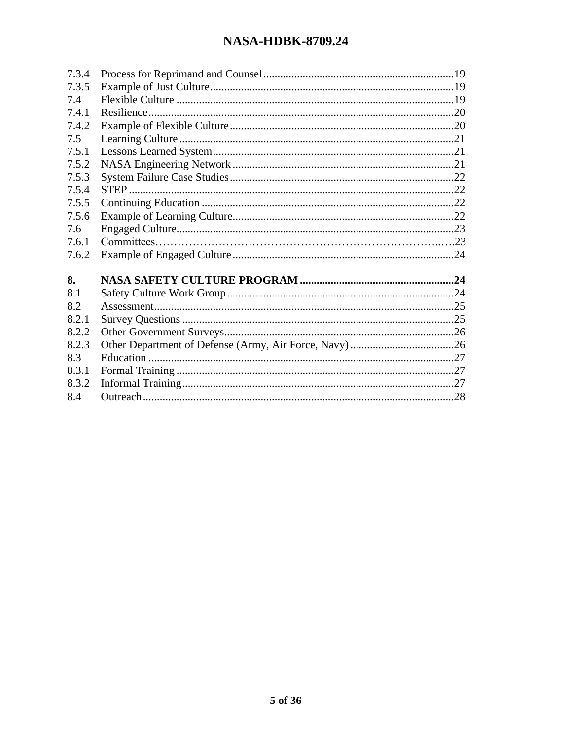| | | |
|---|---|---|
| 7.3.4 | Process for Reprimand and Counsel | 19 |
| 7.3.5 | Example of Just Culture | 19 |
| 7.4 | Flexible Culture | 19 |
| 7.4.1 | Resilience | 20 |
| 7.4.2 | Example of Flexible Culture | 20 |
| 7.5 | Learning Culture | 21 |
| 7.5.1 | Lessons Learned System | 21 |
| 7.5.2 | NASA Engineering Network | 21 |
| 7.5.3 | System Failure Case Studies | 22 |
| 7.5.4 | STEP | 22 |
| 7.5.5 | Continuing Education | 22 |
| 7.5.6 | Example of Learning Culture | 22 |
| 7.6 | Engaged Culture | 23 |
| 7.6.1 | Committees | 23 |
| 7.6.2 | Example of Engaged Culture | 24 |
| **8.** | **NASA SAFETY CULTURE PROGRAM** | **24** |
| 8.1 | Safety Culture Work Group | 24 |
| 8.2 | Assessment | 25 |
| 8.2.1 | Survey Questions | 25 |
| 8.2.2 | Other Government Surveys | 26 |
| 8.2.3 | Other Department of Defense (Army, Air Force, Navy) | 26 |
| 8.3 | Education | 27 |
| 8.3.1 | Formal Training | 27 |
| 8.3.2 | Informal Training | 27 |
| 8.4 | Outreach | 28 |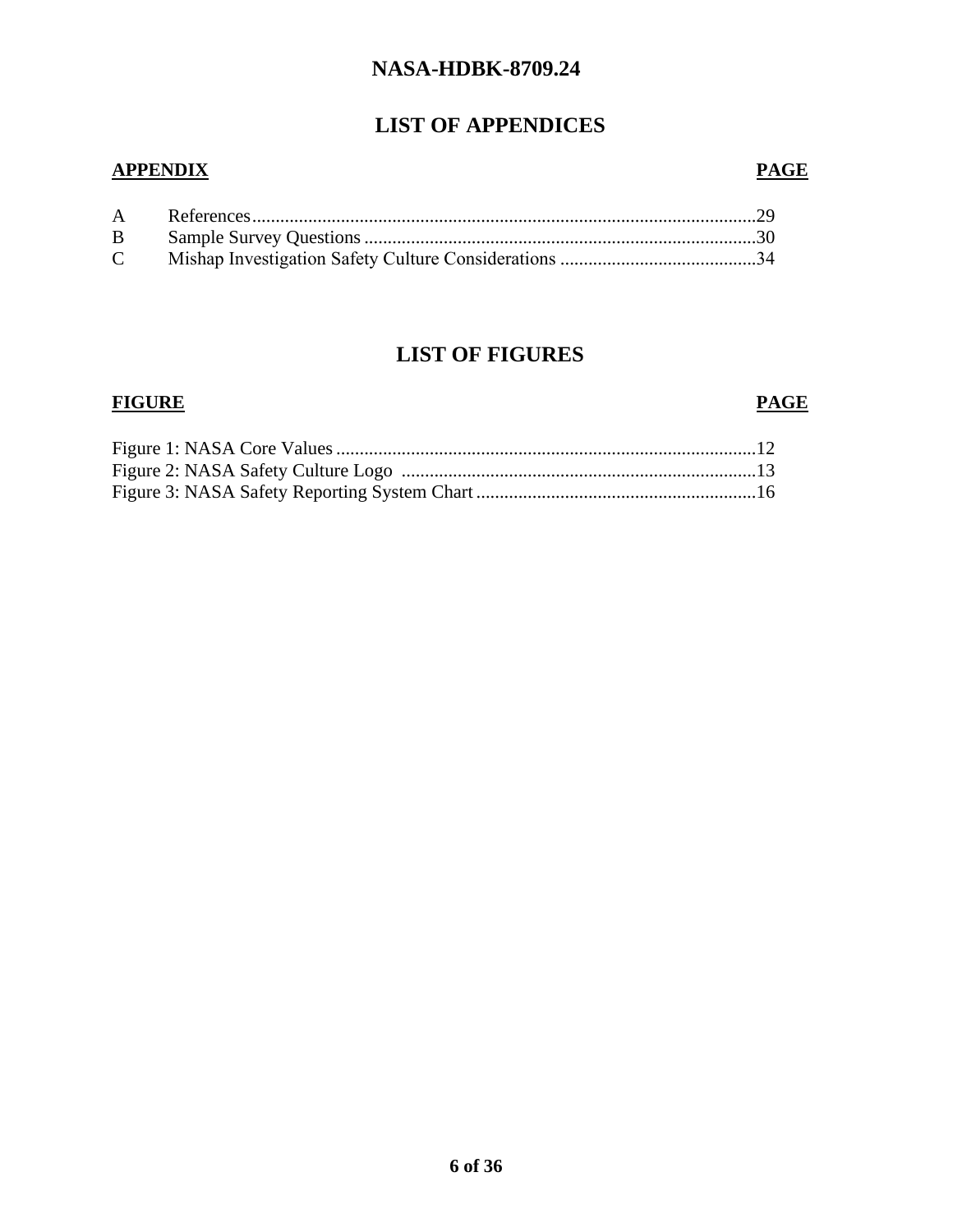## LIST OF APPENDICES

| APPENDIX | | PAGE |
|---|---|---|
| A | References | 29 |
| B | Sample Survey Questions | 30 |
| C | Mishap Investigation Safety Culture Considerations | 34 |

## LIST OF FIGURES

| FIGURE | PAGE |
|---|---|
| Figure 1: NASA Core Values | 12 |
| Figure 2: NASA Safety Culture Logo | 13 |
| Figure 3: NASA Safety Reporting System Chart | 16 |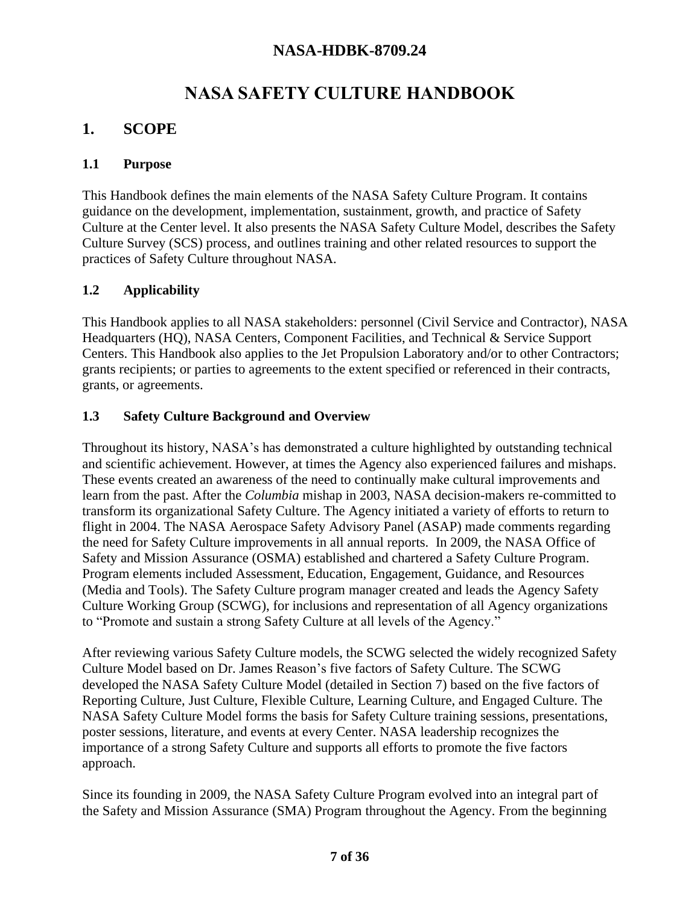# NASA SAFETY CULTURE HANDBOOK

## 1. SCOPE

### 1.1 Purpose

This Handbook defines the main elements of the NASA Safety Culture Program. It contains guidance on the development, implementation, sustainment, growth, and practice of Safety Culture at the Center level. It also presents the NASA Safety Culture Model, describes the Safety Culture Survey (SCS) process, and outlines training and other related resources to support the practices of Safety Culture throughout NASA.

### 1.2 Applicability

This Handbook applies to all NASA stakeholders: personnel (Civil Service and Contractor), NASA Headquarters (HQ), NASA Centers, Component Facilities, and Technical & Service Support Centers. This Handbook also applies to the Jet Propulsion Laboratory and/or to other Contractors; grants recipients; or parties to agreements to the extent specified or referenced in their contracts, grants, or agreements.

### 1.3 Safety Culture Background and Overview

Throughout its history, NASA's has demonstrated a culture highlighted by outstanding technical and scientific achievement. However, at times the Agency also experienced failures and mishaps. These events created an awareness of the need to continually make cultural improvements and learn from the past. After the *Columbia* mishap in 2003, NASA decision-makers re-committed to transform its organizational Safety Culture. The Agency initiated a variety of efforts to return to flight in 2004. The NASA Aerospace Safety Advisory Panel (ASAP) made comments regarding the need for Safety Culture improvements in all annual reports. In 2009, the NASA Office of Safety and Mission Assurance (OSMA) established and chartered a Safety Culture Program. Program elements included Assessment, Education, Engagement, Guidance, and Resources (Media and Tools). The Safety Culture program manager created and leads the Agency Safety Culture Working Group (SCWG), for inclusions and representation of all Agency organizations to "Promote and sustain a strong Safety Culture at all levels of the Agency."

After reviewing various Safety Culture models, the SCWG selected the widely recognized Safety Culture Model based on Dr. James Reason's five factors of Safety Culture. The SCWG developed the NASA Safety Culture Model (detailed in Section 7) based on the five factors of Reporting Culture, Just Culture, Flexible Culture, Learning Culture, and Engaged Culture. The NASA Safety Culture Model forms the basis for Safety Culture training sessions, presentations, poster sessions, literature, and events at every Center. NASA leadership recognizes the importance of a strong Safety Culture and supports all efforts to promote the five factors approach.

Since its founding in 2009, the NASA Safety Culture Program evolved into an integral part of the Safety and Mission Assurance (SMA) Program throughout the Agency. From the beginning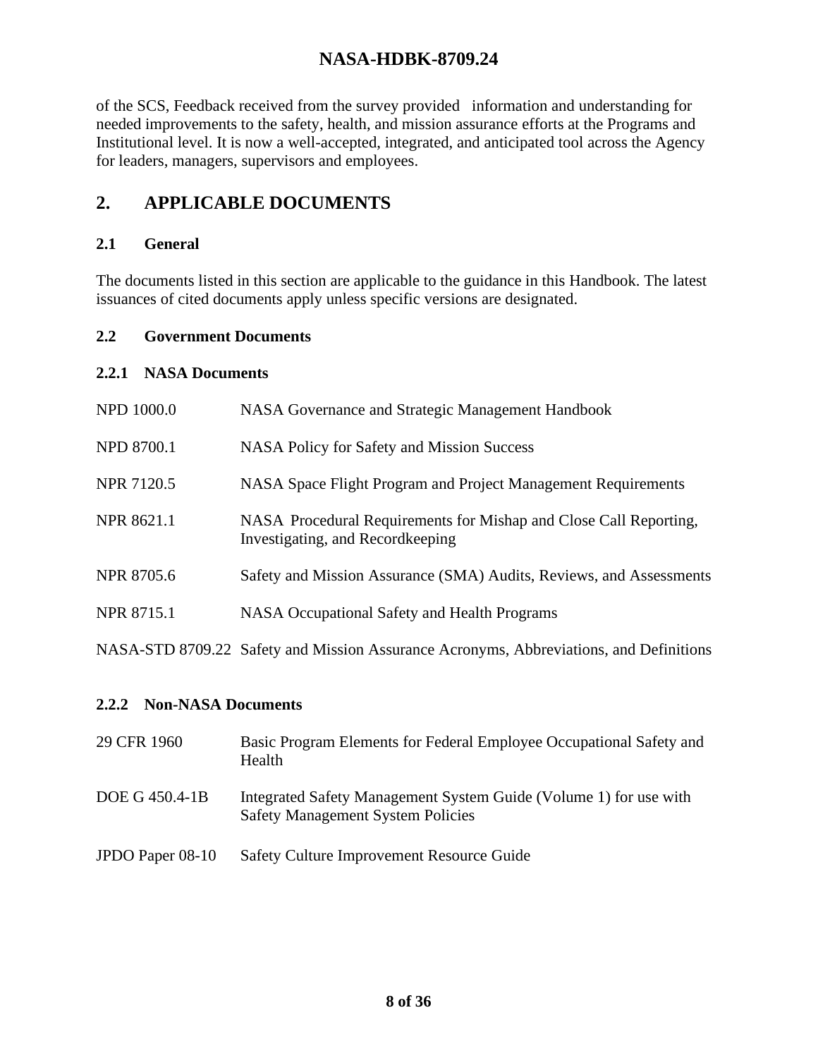of the SCS, Feedback received from the survey provided information and understanding for needed improvements to the safety, health, and mission assurance efforts at the Programs and Institutional level. It is now a well-accepted, integrated, and anticipated tool across the Agency for leaders, managers, supervisors and employees.

# 2. APPLICABLE DOCUMENTS

## 2.1 General

The documents listed in this section are applicable to the guidance in this Handbook. The latest issuances of cited documents apply unless specific versions are designated.

## 2.2 Government Documents

### 2.2.1 NASA Documents

| | |
|---|---|
| NPD 1000.0 | NASA Governance and Strategic Management Handbook |
| NPD 8700.1 | NASA Policy for Safety and Mission Success |
| NPR 7120.5 | NASA Space Flight Program and Project Management Requirements |
| NPR 8621.1 | NASA Procedural Requirements for Mishap and Close Call Reporting, Investigating, and Recordkeeping |
| NPR 8705.6 | Safety and Mission Assurance (SMA) Audits, Reviews, and Assessments |
| NPR 8715.1 | NASA Occupational Safety and Health Programs |
| NASA-STD 8709.22 | Safety and Mission Assurance Acronyms, Abbreviations, and Definitions |

### 2.2.2 Non-NASA Documents

| | |
|---|---|
| 29 CFR 1960 | Basic Program Elements for Federal Employee Occupational Safety and Health |
| DOE G 450.4-1B | Integrated Safety Management System Guide (Volume 1) for use with Safety Management System Policies |
| JPDO Paper 08-10 | Safety Culture Improvement Resource Guide |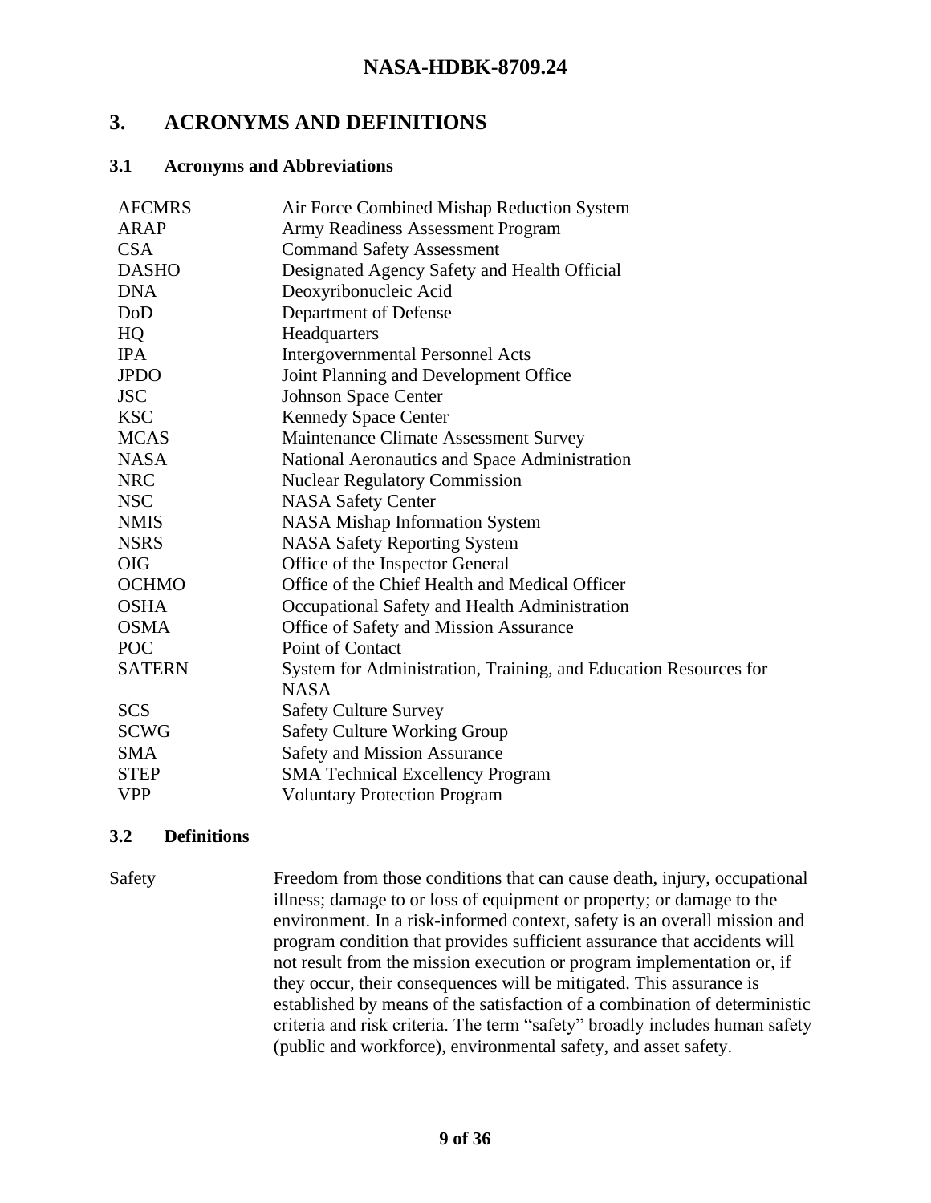# 3. ACRONYMS AND DEFINITIONS

## 3.1 Acronyms and Abbreviations

| | |
|---|---|
| AFCMRS | Air Force Combined Mishap Reduction System |
| ARAP | Army Readiness Assessment Program |
| CSA | Command Safety Assessment |
| DASHO | Designated Agency Safety and Health Official |
| DNA | Deoxyribonucleic Acid |
| DoD | Department of Defense |
| HQ | Headquarters |
| IPA | Intergovernmental Personnel Acts |
| JPDO | Joint Planning and Development Office |
| JSC | Johnson Space Center |
| KSC | Kennedy Space Center |
| MCAS | Maintenance Climate Assessment Survey |
| NASA | National Aeronautics and Space Administration |
| NRC | Nuclear Regulatory Commission |
| NSC | NASA Safety Center |
| NMIS | NASA Mishap Information System |
| NSRS | NASA Safety Reporting System |
| OIG | Office of the Inspector General |
| OCHMO | Office of the Chief Health and Medical Officer |
| OSHA | Occupational Safety and Health Administration |
| OSMA | Office of Safety and Mission Assurance |
| POC | Point of Contact |
| SATERN | System for Administration, Training, and Education Resources for NASA |
| SCS | Safety Culture Survey |
| SCWG | Safety Culture Working Group |
| SMA | Safety and Mission Assurance |
| STEP | SMA Technical Excellency Program |
| VPP | Voluntary Protection Program |

## 3.2 Definitions

Safety — Freedom from those conditions that can cause death, injury, occupational illness; damage to or loss of equipment or property; or damage to the environment. In a risk-informed context, safety is an overall mission and program condition that provides sufficient assurance that accidents will not result from the mission execution or program implementation or, if they occur, their consequences will be mitigated. This assurance is established by means of the satisfaction of a combination of deterministic criteria and risk criteria. The term "safety" broadly includes human safety (public and workforce), environmental safety, and asset safety.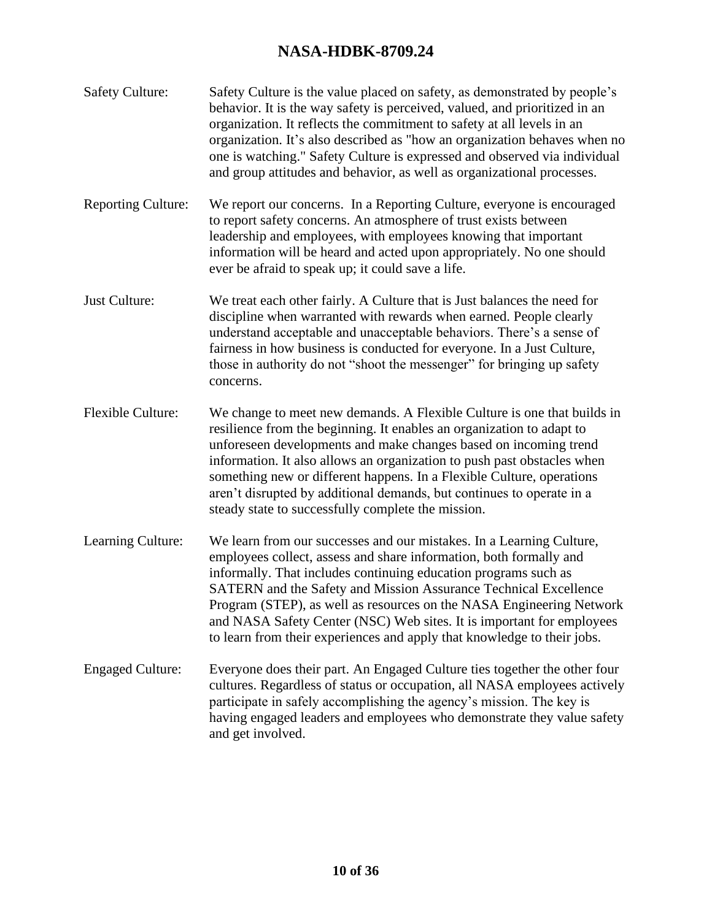**Safety Culture:** Safety Culture is the value placed on safety, as demonstrated by people's behavior. It is the way safety is perceived, valued, and prioritized in an organization. It reflects the commitment to safety at all levels in an organization. It's also described as "how an organization behaves when no one is watching." Safety Culture is expressed and observed via individual and group attitudes and behavior, as well as organizational processes.

**Reporting Culture:** We report our concerns. In a Reporting Culture, everyone is encouraged to report safety concerns. An atmosphere of trust exists between leadership and employees, with employees knowing that important information will be heard and acted upon appropriately. No one should ever be afraid to speak up; it could save a life.

**Just Culture:** We treat each other fairly. A Culture that is Just balances the need for discipline when warranted with rewards when earned. People clearly understand acceptable and unacceptable behaviors. There's a sense of fairness in how business is conducted for everyone. In a Just Culture, those in authority do not "shoot the messenger" for bringing up safety concerns.

**Flexible Culture:** We change to meet new demands. A Flexible Culture is one that builds in resilience from the beginning. It enables an organization to adapt to unforeseen developments and make changes based on incoming trend information. It also allows an organization to push past obstacles when something new or different happens. In a Flexible Culture, operations aren't disrupted by additional demands, but continues to operate in a steady state to successfully complete the mission.

**Learning Culture:** We learn from our successes and our mistakes. In a Learning Culture, employees collect, assess and share information, both formally and informally. That includes continuing education programs such as SATERN and the Safety and Mission Assurance Technical Excellence Program (STEP), as well as resources on the NASA Engineering Network and NASA Safety Center (NSC) Web sites. It is important for employees to learn from their experiences and apply that knowledge to their jobs.

**Engaged Culture:** Everyone does their part. An Engaged Culture ties together the other four cultures. Regardless of status or occupation, all NASA employees actively participate in safely accomplishing the agency's mission. The key is having engaged leaders and employees who demonstrate they value safety and get involved.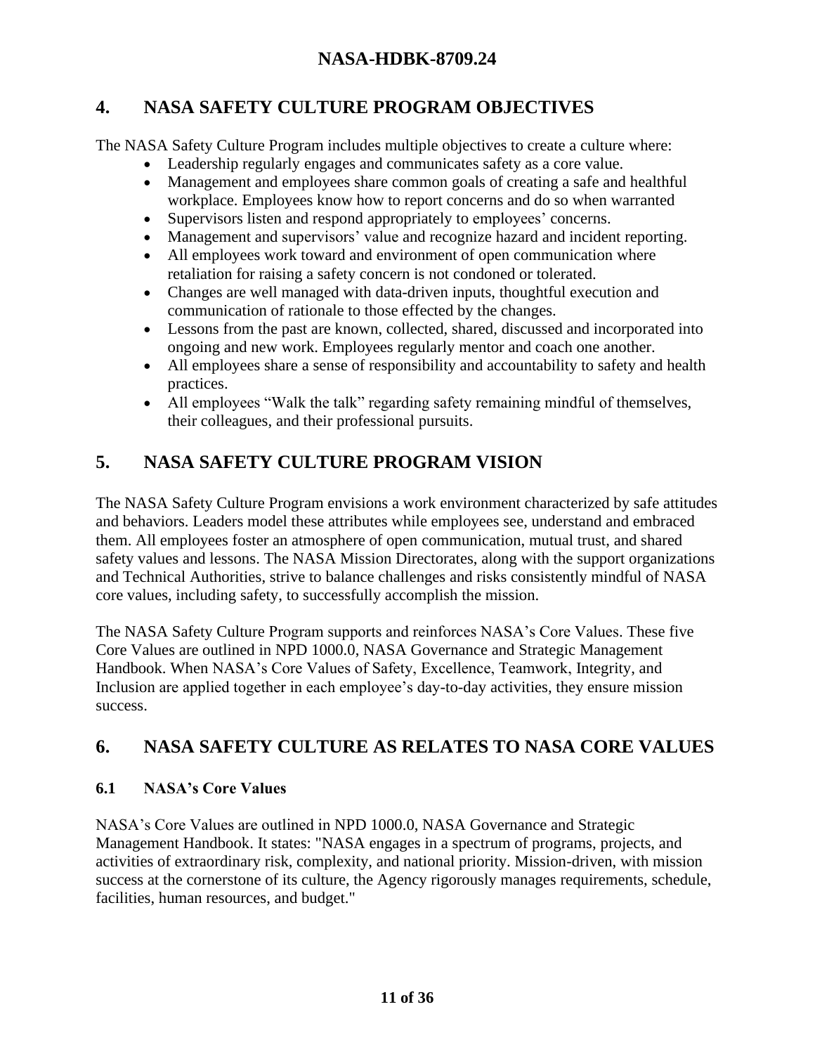# 4. NASA SAFETY CULTURE PROGRAM OBJECTIVES

The NASA Safety Culture Program includes multiple objectives to create a culture where:

- Leadership regularly engages and communicates safety as a core value.
- Management and employees share common goals of creating a safe and healthful workplace. Employees know how to report concerns and do so when warranted
- Supervisors listen and respond appropriately to employees' concerns.
- Management and supervisors' value and recognize hazard and incident reporting.
- All employees work toward and environment of open communication where retaliation for raising a safety concern is not condoned or tolerated.
- Changes are well managed with data-driven inputs, thoughtful execution and communication of rationale to those effected by the changes.
- Lessons from the past are known, collected, shared, discussed and incorporated into ongoing and new work. Employees regularly mentor and coach one another.
- All employees share a sense of responsibility and accountability to safety and health practices.
- All employees "Walk the talk" regarding safety remaining mindful of themselves, their colleagues, and their professional pursuits.

# 5. NASA SAFETY CULTURE PROGRAM VISION

The NASA Safety Culture Program envisions a work environment characterized by safe attitudes and behaviors. Leaders model these attributes while employees see, understand and embraced them. All employees foster an atmosphere of open communication, mutual trust, and shared safety values and lessons. The NASA Mission Directorates, along with the support organizations and Technical Authorities, strive to balance challenges and risks consistently mindful of NASA core values, including safety, to successfully accomplish the mission.

The NASA Safety Culture Program supports and reinforces NASA's Core Values. These five Core Values are outlined in NPD 1000.0, NASA Governance and Strategic Management Handbook. When NASA's Core Values of Safety, Excellence, Teamwork, Integrity, and Inclusion are applied together in each employee's day-to-day activities, they ensure mission success.

# 6. NASA SAFETY CULTURE AS RELATES TO NASA CORE VALUES

## 6.1 NASA's Core Values

NASA's Core Values are outlined in NPD 1000.0, NASA Governance and Strategic Management Handbook. It states: "NASA engages in a spectrum of programs, projects, and activities of extraordinary risk, complexity, and national priority. Mission-driven, with mission success at the cornerstone of its culture, the Agency rigorously manages requirements, schedule, facilities, human resources, and budget."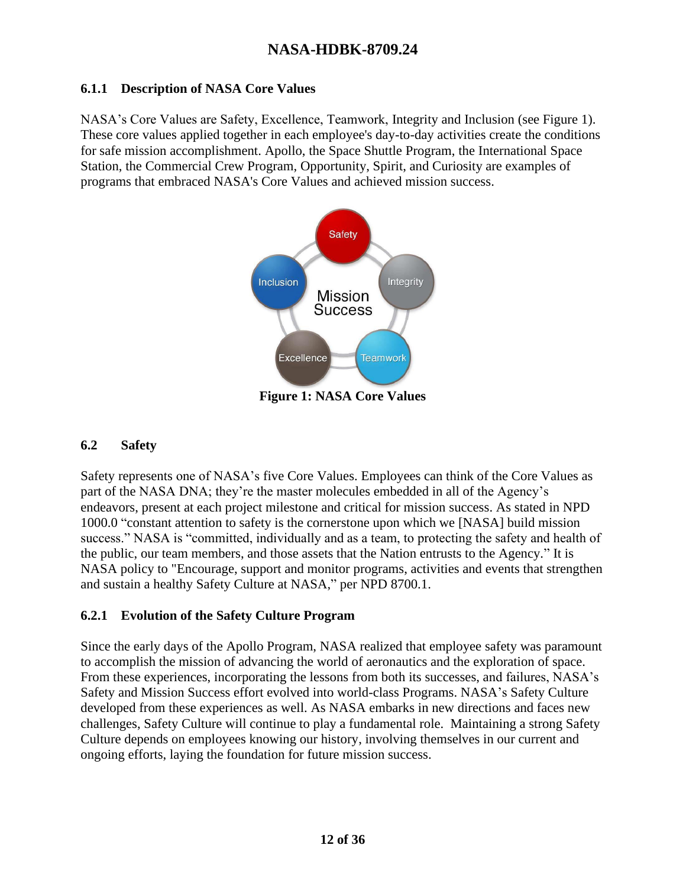### 6.1.1 Description of NASA Core Values

NASA's Core Values are Safety, Excellence, Teamwork, Integrity and Inclusion (see Figure 1). These core values applied together in each employee's day-to-day activities create the conditions for safe mission accomplishment. Apollo, the Space Shuttle Program, the International Space Station, the Commercial Crew Program, Opportunity, Spirit, and Curiosity are examples of programs that embraced NASA's Core Values and achieved mission success.

**Figure 1: NASA Core Values**

## 6.2 Safety

Safety represents one of NASA's five Core Values. Employees can think of the Core Values as part of the NASA DNA; they're the master molecules embedded in all of the Agency's endeavors, present at each project milestone and critical for mission success. As stated in NPD 1000.0 "constant attention to safety is the cornerstone upon which we [NASA] build mission success." NASA is "committed, individually and as a team, to protecting the safety and health of the public, our team members, and those assets that the Nation entrusts to the Agency." It is NASA policy to "Encourage, support and monitor programs, activities and events that strengthen and sustain a healthy Safety Culture at NASA," per NPD 8700.1.

### 6.2.1 Evolution of the Safety Culture Program

Since the early days of the Apollo Program, NASA realized that employee safety was paramount to accomplish the mission of advancing the world of aeronautics and the exploration of space. From these experiences, incorporating the lessons from both its successes, and failures, NASA's Safety and Mission Success effort evolved into world-class Programs. NASA's Safety Culture developed from these experiences as well. As NASA embarks in new directions and faces new challenges, Safety Culture will continue to play a fundamental role. Maintaining a strong Safety Culture depends on employees knowing our history, involving themselves in our current and ongoing efforts, laying the foundation for future mission success.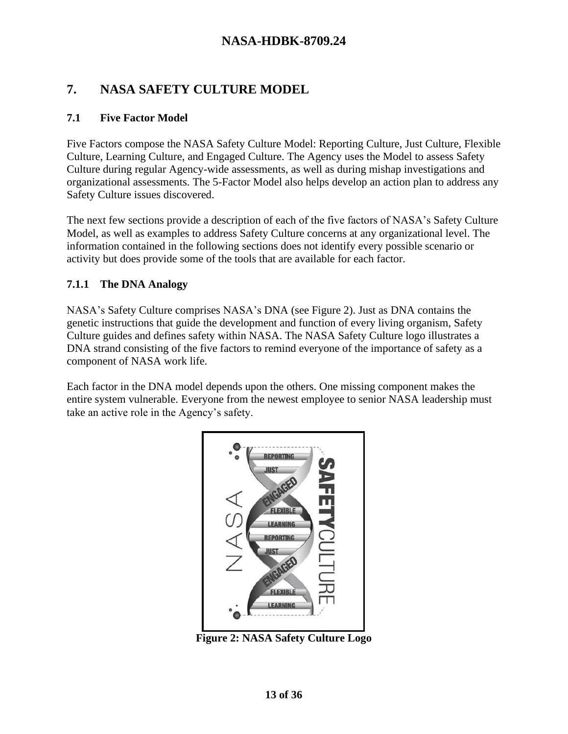# 7. NASA SAFETY CULTURE MODEL

## 7.1 Five Factor Model

Five Factors compose the NASA Safety Culture Model: Reporting Culture, Just Culture, Flexible Culture, Learning Culture, and Engaged Culture. The Agency uses the Model to assess Safety Culture during regular Agency-wide assessments, as well as during mishap investigations and organizational assessments. The 5-Factor Model also helps develop an action plan to address any Safety Culture issues discovered.

The next few sections provide a description of each of the five factors of NASA's Safety Culture Model, as well as examples to address Safety Culture concerns at any organizational level. The information contained in the following sections does not identify every possible scenario or activity but does provide some of the tools that are available for each factor.

### 7.1.1 The DNA Analogy

NASA's Safety Culture comprises NASA's DNA (see Figure 2). Just as DNA contains the genetic instructions that guide the development and function of every living organism, Safety Culture guides and defines safety within NASA. The NASA Safety Culture logo illustrates a DNA strand consisting of the five factors to remind everyone of the importance of safety as a component of NASA work life.

Each factor in the DNA model depends upon the others. One missing component makes the entire system vulnerable. Everyone from the newest employee to senior NASA leadership must take an active role in the Agency's safety.

**Figure 2: NASA Safety Culture Logo**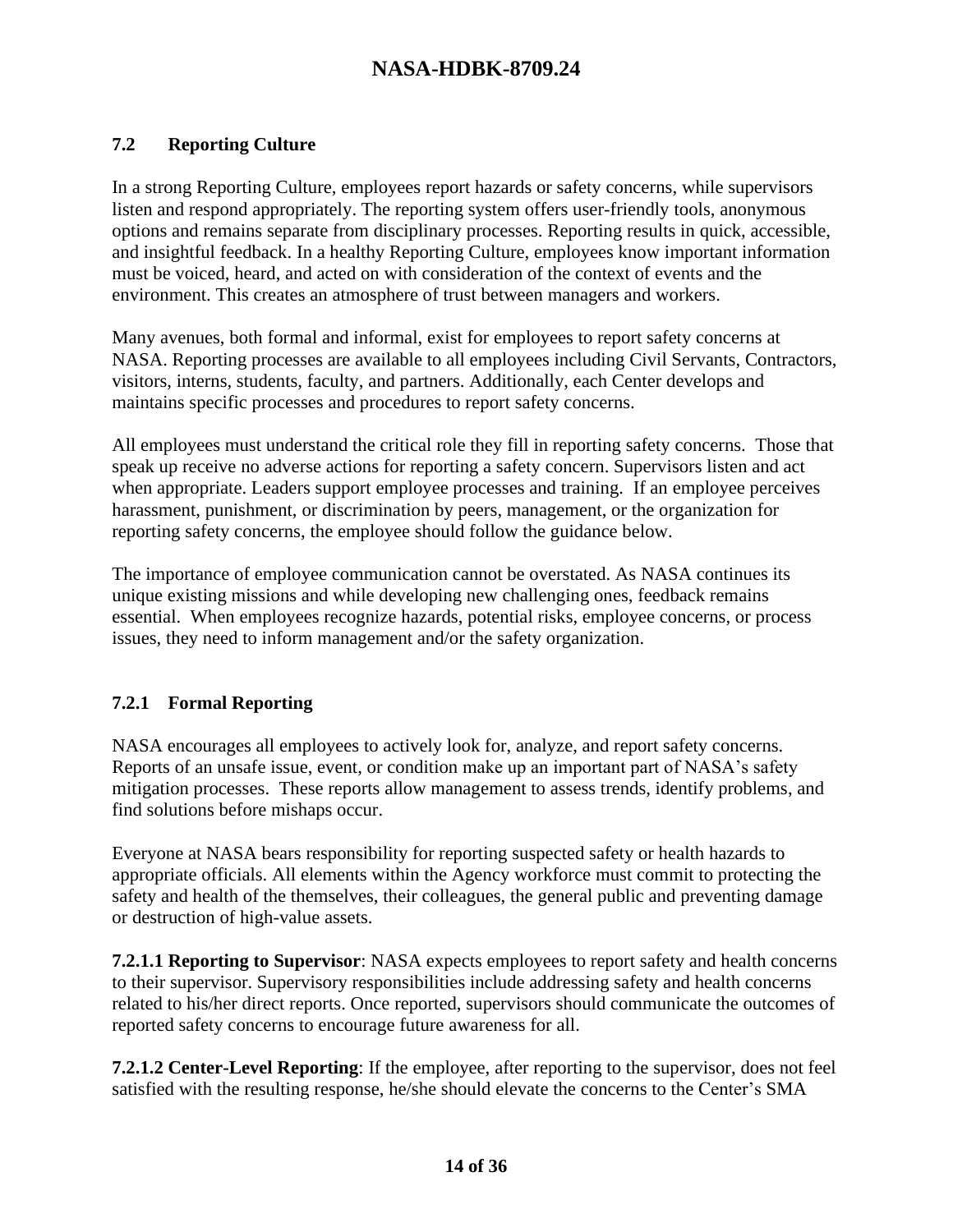## 7.2 Reporting Culture

In a strong Reporting Culture, employees report hazards or safety concerns, while supervisors listen and respond appropriately. The reporting system offers user-friendly tools, anonymous options and remains separate from disciplinary processes. Reporting results in quick, accessible, and insightful feedback. In a healthy Reporting Culture, employees know important information must be voiced, heard, and acted on with consideration of the context of events and the environment. This creates an atmosphere of trust between managers and workers.

Many avenues, both formal and informal, exist for employees to report safety concerns at NASA. Reporting processes are available to all employees including Civil Servants, Contractors, visitors, interns, students, faculty, and partners. Additionally, each Center develops and maintains specific processes and procedures to report safety concerns.

All employees must understand the critical role they fill in reporting safety concerns. Those that speak up receive no adverse actions for reporting a safety concern. Supervisors listen and act when appropriate. Leaders support employee processes and training. If an employee perceives harassment, punishment, or discrimination by peers, management, or the organization for reporting safety concerns, the employee should follow the guidance below.

The importance of employee communication cannot be overstated. As NASA continues its unique existing missions and while developing new challenging ones, feedback remains essential. When employees recognize hazards, potential risks, employee concerns, or process issues, they need to inform management and/or the safety organization.

### 7.2.1 Formal Reporting

NASA encourages all employees to actively look for, analyze, and report safety concerns. Reports of an unsafe issue, event, or condition make up an important part of NASA's safety mitigation processes. These reports allow management to assess trends, identify problems, and find solutions before mishaps occur.

Everyone at NASA bears responsibility for reporting suspected safety or health hazards to appropriate officials. All elements within the Agency workforce must commit to protecting the safety and health of the themselves, their colleagues, the general public and preventing damage or destruction of high-value assets.

**7.2.1.1 Reporting to Supervisor**: NASA expects employees to report safety and health concerns to their supervisor. Supervisory responsibilities include addressing safety and health concerns related to his/her direct reports. Once reported, supervisors should communicate the outcomes of reported safety concerns to encourage future awareness for all.

**7.2.1.2 Center-Level Reporting**: If the employee, after reporting to the supervisor, does not feel satisfied with the resulting response, he/she should elevate the concerns to the Center's SMA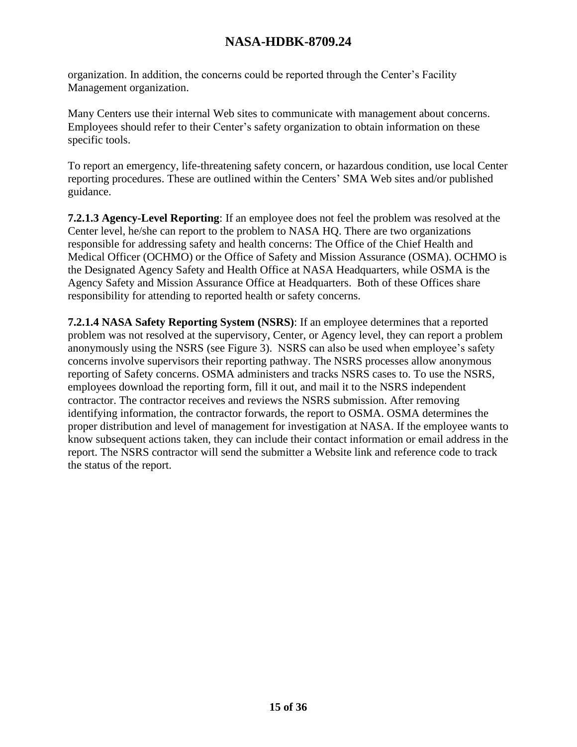organization. In addition, the concerns could be reported through the Center's Facility Management organization.

Many Centers use their internal Web sites to communicate with management about concerns. Employees should refer to their Center's safety organization to obtain information on these specific tools.

To report an emergency, life-threatening safety concern, or hazardous condition, use local Center reporting procedures. These are outlined within the Centers' SMA Web sites and/or published guidance.

**7.2.1.3 Agency-Level Reporting**: If an employee does not feel the problem was resolved at the Center level, he/she can report to the problem to NASA HQ. There are two organizations responsible for addressing safety and health concerns: The Office of the Chief Health and Medical Officer (OCHMO) or the Office of Safety and Mission Assurance (OSMA). OCHMO is the Designated Agency Safety and Health Office at NASA Headquarters, while OSMA is the Agency Safety and Mission Assurance Office at Headquarters. Both of these Offices share responsibility for attending to reported health or safety concerns.

**7.2.1.4 NASA Safety Reporting System (NSRS)**: If an employee determines that a reported problem was not resolved at the supervisory, Center, or Agency level, they can report a problem anonymously using the NSRS (see Figure 3). NSRS can also be used when employee's safety concerns involve supervisors their reporting pathway. The NSRS processes allow anonymous reporting of Safety concerns. OSMA administers and tracks NSRS cases to. To use the NSRS, employees download the reporting form, fill it out, and mail it to the NSRS independent contractor. The contractor receives and reviews the NSRS submission. After removing identifying information, the contractor forwards, the report to OSMA. OSMA determines the proper distribution and level of management for investigation at NASA. If the employee wants to know subsequent actions taken, they can include their contact information or email address in the report. The NSRS contractor will send the submitter a Website link and reference code to track the status of the report.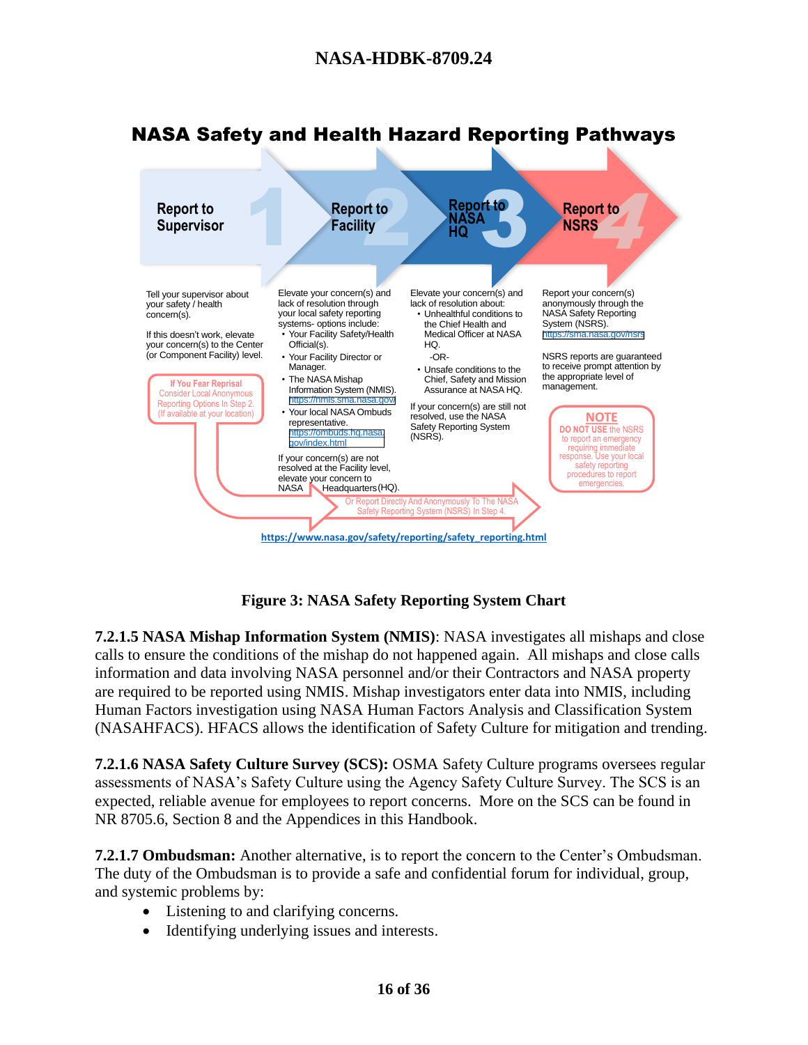## NASA Safety and Health Hazard Reporting Pathways

**1 Report to Supervisor**

Tell your supervisor about your safety / health concern(s).

If this doesn't work, elevate your concern(s) to the Center (or Component Facility) level.

If You Fear Reprisal
Consider Local Anonymous Reporting Options In Step 2.
(If available at your location)

**2 Report to Facility**

Elevate your concern(s) and lack of resolution through your local safety reporting systems- options include:

- Your Facility Safety/Health Official(s).
- Your Facility Director or Manager.
- The NASA Mishap Information System (NMIS). https://nmis.sma.nasa.gov/
- Your local NASA Ombuds representative. https://ombuds.hq.nasa.gov/index.html

If your concern(s) are not resolved at the Facility level, elevate your concern to NASA Headquarters (HQ).

**3 Report to NASA HQ**

Elevate your concern(s) and lack of resolution about:

- Unhealthful conditions to the Chief Health and Medical Officer at NASA HQ.

-OR-

- Unsafe conditions to the Chief, Safety and Mission Assurance at NASA HQ.

If your concern(s) are still not resolved, use the NASA Safety Reporting System (NSRS).

**4 Report to NSRS**

Report your concern(s) anonymously through the NASA Safety Reporting System (NSRS). https://sma.nasa.gov/nsrs

NSRS reports are guaranteed to receive prompt attention by the appropriate level of management.

NOTE
DO NOT USE the NSRS to report an emergency requiring immediate response. Use your local safety reporting procedures to report emergencies.

Or Report Directly And Anonymously To The NASA Safety Reporting System (NSRS) In Step 4.

https://www.nasa.gov/safety/reporting/safety_reporting.html

**Figure 3: NASA Safety Reporting System Chart**

**7.2.1.5 NASA Mishap Information System (NMIS)**: NASA investigates all mishaps and close calls to ensure the conditions of the mishap do not happened again. All mishaps and close calls information and data involving NASA personnel and/or their Contractors and NASA property are required to be reported using NMIS. Mishap investigators enter data into NMIS, including Human Factors investigation using NASA Human Factors Analysis and Classification System (NASAHFACS). HFACS allows the identification of Safety Culture for mitigation and trending.

**7.2.1.6 NASA Safety Culture Survey (SCS):** OSMA Safety Culture programs oversees regular assessments of NASA's Safety Culture using the Agency Safety Culture Survey. The SCS is an expected, reliable avenue for employees to report concerns. More on the SCS can be found in NR 8705.6, Section 8 and the Appendices in this Handbook.

**7.2.1.7 Ombudsman:** Another alternative, is to report the concern to the Center's Ombudsman. The duty of the Ombudsman is to provide a safe and confidential forum for individual, group, and systemic problems by:

- Listening to and clarifying concerns.
- Identifying underlying issues and interests.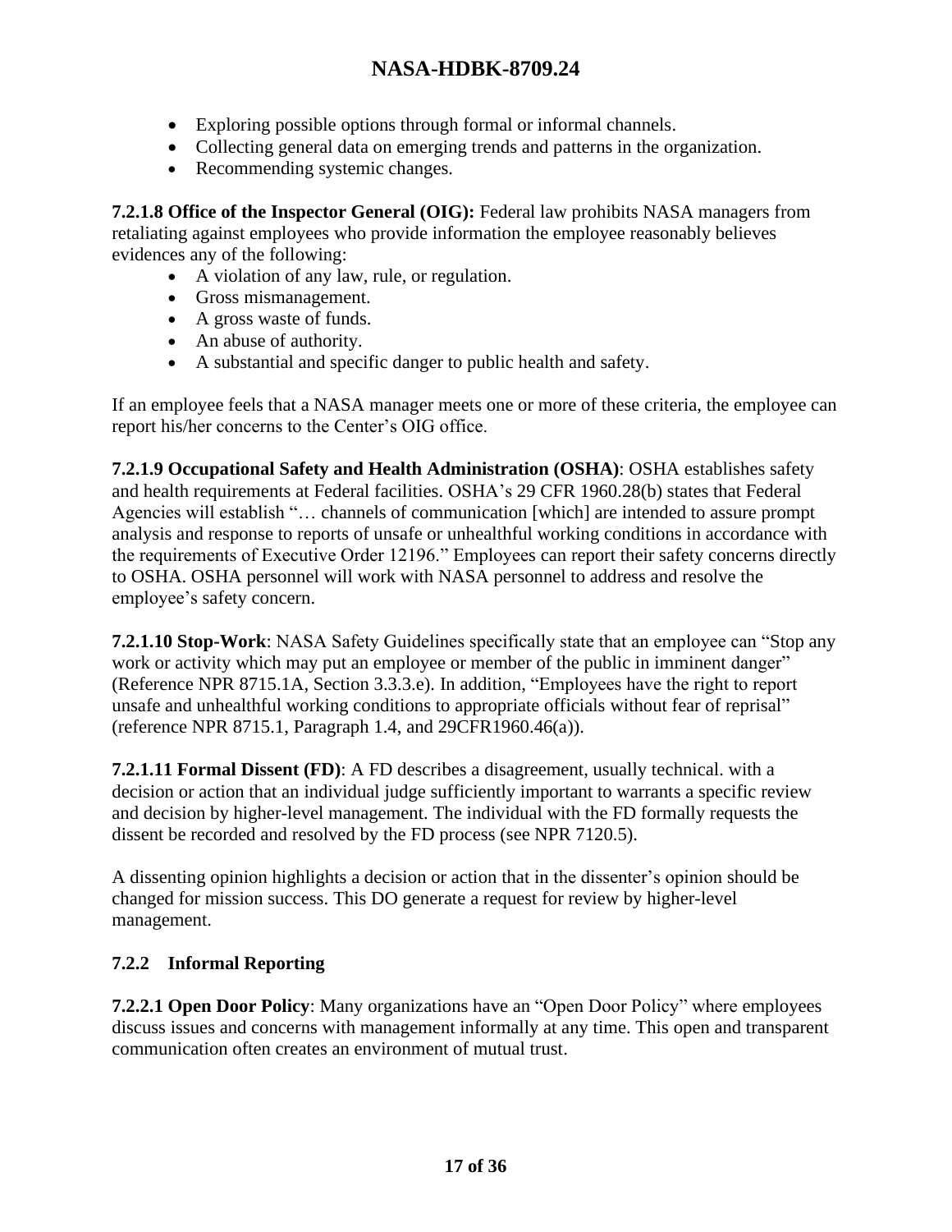- Exploring possible options through formal or informal channels.
- Collecting general data on emerging trends and patterns in the organization.
- Recommending systemic changes.

**7.2.1.8 Office of the Inspector General (OIG):** Federal law prohibits NASA managers from retaliating against employees who provide information the employee reasonably believes evidences any of the following:

- A violation of any law, rule, or regulation.
- Gross mismanagement.
- A gross waste of funds.
- An abuse of authority.
- A substantial and specific danger to public health and safety.

If an employee feels that a NASA manager meets one or more of these criteria, the employee can report his/her concerns to the Center's OIG office.

**7.2.1.9 Occupational Safety and Health Administration (OSHA)**: OSHA establishes safety and health requirements at Federal facilities. OSHA's 29 CFR 1960.28(b) states that Federal Agencies will establish "… channels of communication [which] are intended to assure prompt analysis and response to reports of unsafe or unhealthful working conditions in accordance with the requirements of Executive Order 12196." Employees can report their safety concerns directly to OSHA. OSHA personnel will work with NASA personnel to address and resolve the employee's safety concern.

**7.2.1.10 Stop-Work**: NASA Safety Guidelines specifically state that an employee can "Stop any work or activity which may put an employee or member of the public in imminent danger" (Reference NPR 8715.1A, Section 3.3.3.e). In addition, "Employees have the right to report unsafe and unhealthful working conditions to appropriate officials without fear of reprisal" (reference NPR 8715.1, Paragraph 1.4, and 29CFR1960.46(a)).

**7.2.1.11 Formal Dissent (FD)**: A FD describes a disagreement, usually technical. with a decision or action that an individual judge sufficiently important to warrants a specific review and decision by higher-level management. The individual with the FD formally requests the dissent be recorded and resolved by the FD process (see NPR 7120.5).

A dissenting opinion highlights a decision or action that in the dissenter's opinion should be changed for mission success. This DO generate a request for review by higher-level management.

### 7.2.2 Informal Reporting

**7.2.2.1 Open Door Policy**: Many organizations have an "Open Door Policy" where employees discuss issues and concerns with management informally at any time. This open and transparent communication often creates an environment of mutual trust.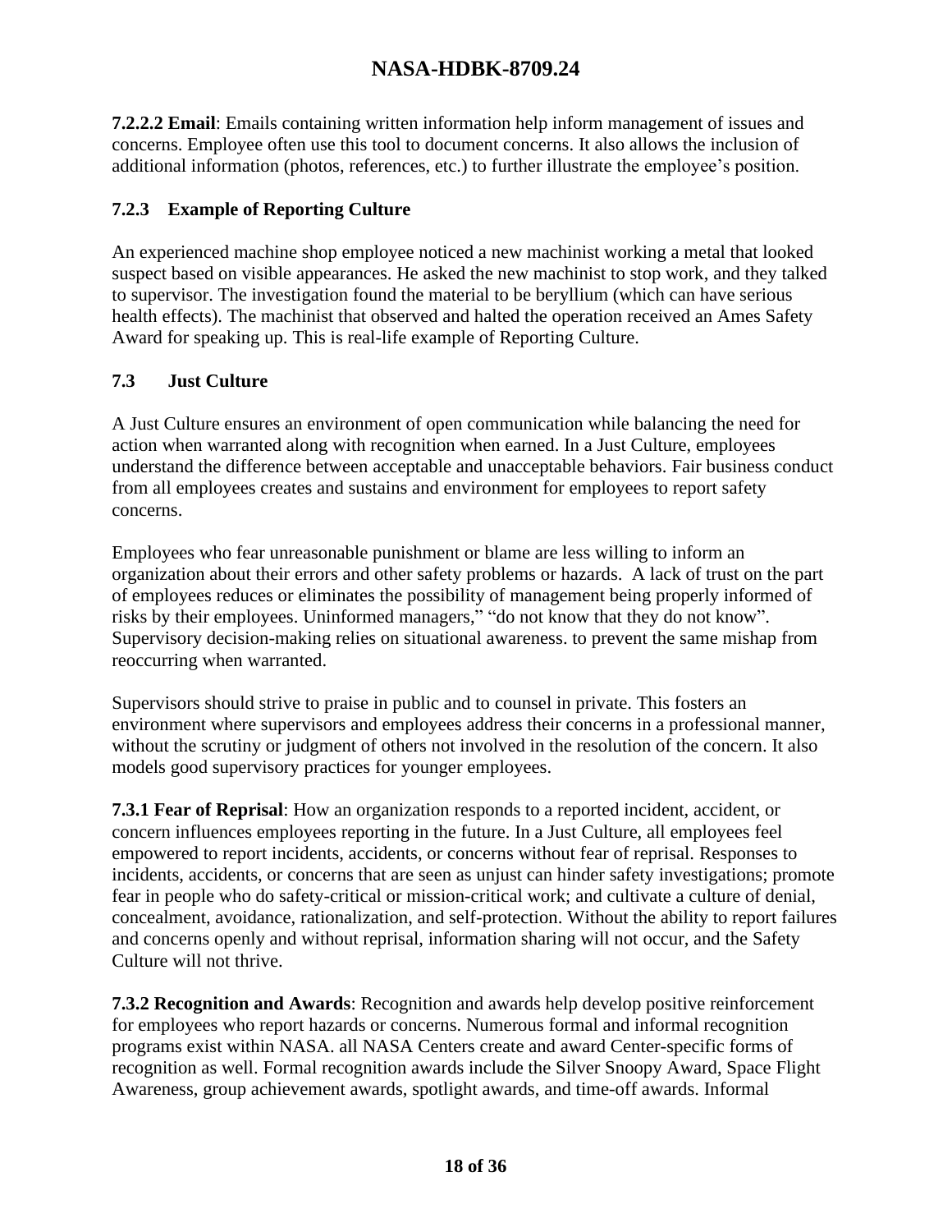**7.2.2.2 Email**: Emails containing written information help inform management of issues and concerns. Employee often use this tool to document concerns. It also allows the inclusion of additional information (photos, references, etc.) to further illustrate the employee's position.

### 7.2.3 Example of Reporting Culture

An experienced machine shop employee noticed a new machinist working a metal that looked suspect based on visible appearances. He asked the new machinist to stop work, and they talked to supervisor. The investigation found the material to be beryllium (which can have serious health effects). The machinist that observed and halted the operation received an Ames Safety Award for speaking up. This is real-life example of Reporting Culture.

## 7.3 Just Culture

A Just Culture ensures an environment of open communication while balancing the need for action when warranted along with recognition when earned. In a Just Culture, employees understand the difference between acceptable and unacceptable behaviors. Fair business conduct from all employees creates and sustains and environment for employees to report safety concerns.

Employees who fear unreasonable punishment or blame are less willing to inform an organization about their errors and other safety problems or hazards. A lack of trust on the part of employees reduces or eliminates the possibility of management being properly informed of risks by their employees. Uninformed managers," "do not know that they do not know". Supervisory decision-making relies on situational awareness. to prevent the same mishap from reoccurring when warranted.

Supervisors should strive to praise in public and to counsel in private. This fosters an environment where supervisors and employees address their concerns in a professional manner, without the scrutiny or judgment of others not involved in the resolution of the concern. It also models good supervisory practices for younger employees.

**7.3.1 Fear of Reprisal**: How an organization responds to a reported incident, accident, or concern influences employees reporting in the future. In a Just Culture, all employees feel empowered to report incidents, accidents, or concerns without fear of reprisal. Responses to incidents, accidents, or concerns that are seen as unjust can hinder safety investigations; promote fear in people who do safety-critical or mission-critical work; and cultivate a culture of denial, concealment, avoidance, rationalization, and self-protection. Without the ability to report failures and concerns openly and without reprisal, information sharing will not occur, and the Safety Culture will not thrive.

**7.3.2 Recognition and Awards**: Recognition and awards help develop positive reinforcement for employees who report hazards or concerns. Numerous formal and informal recognition programs exist within NASA. all NASA Centers create and award Center-specific forms of recognition as well. Formal recognition awards include the Silver Snoopy Award, Space Flight Awareness, group achievement awards, spotlight awards, and time-off awards. Informal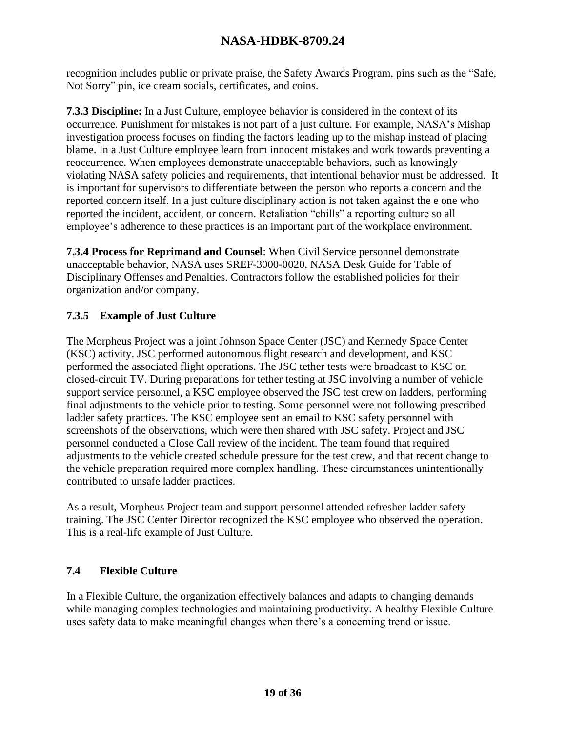recognition includes public or private praise, the Safety Awards Program, pins such as the "Safe, Not Sorry" pin, ice cream socials, certificates, and coins.

**7.3.3 Discipline:** In a Just Culture, employee behavior is considered in the context of its occurrence. Punishment for mistakes is not part of a just culture. For example, NASA's Mishap investigation process focuses on finding the factors leading up to the mishap instead of placing blame. In a Just Culture employee learn from innocent mistakes and work towards preventing a reoccurrence. When employees demonstrate unacceptable behaviors, such as knowingly violating NASA safety policies and requirements, that intentional behavior must be addressed. It is important for supervisors to differentiate between the person who reports a concern and the reported concern itself. In a just culture disciplinary action is not taken against the e one who reported the incident, accident, or concern. Retaliation "chills" a reporting culture so all employee's adherence to these practices is an important part of the workplace environment.

**7.3.4 Process for Reprimand and Counsel**: When Civil Service personnel demonstrate unacceptable behavior, NASA uses SREF-3000-0020, NASA Desk Guide for Table of Disciplinary Offenses and Penalties. Contractors follow the established policies for their organization and/or company.

### 7.3.5 Example of Just Culture

The Morpheus Project was a joint Johnson Space Center (JSC) and Kennedy Space Center (KSC) activity. JSC performed autonomous flight research and development, and KSC performed the associated flight operations. The JSC tether tests were broadcast to KSC on closed-circuit TV. During preparations for tether testing at JSC involving a number of vehicle support service personnel, a KSC employee observed the JSC test crew on ladders, performing final adjustments to the vehicle prior to testing. Some personnel were not following prescribed ladder safety practices. The KSC employee sent an email to KSC safety personnel with screenshots of the observations, which were then shared with JSC safety. Project and JSC personnel conducted a Close Call review of the incident. The team found that required adjustments to the vehicle created schedule pressure for the test crew, and that recent change to the vehicle preparation required more complex handling. These circumstances unintentionally contributed to unsafe ladder practices.

As a result, Morpheus Project team and support personnel attended refresher ladder safety training. The JSC Center Director recognized the KSC employee who observed the operation. This is a real-life example of Just Culture.

## 7.4 Flexible Culture

In a Flexible Culture, the organization effectively balances and adapts to changing demands while managing complex technologies and maintaining productivity. A healthy Flexible Culture uses safety data to make meaningful changes when there's a concerning trend or issue.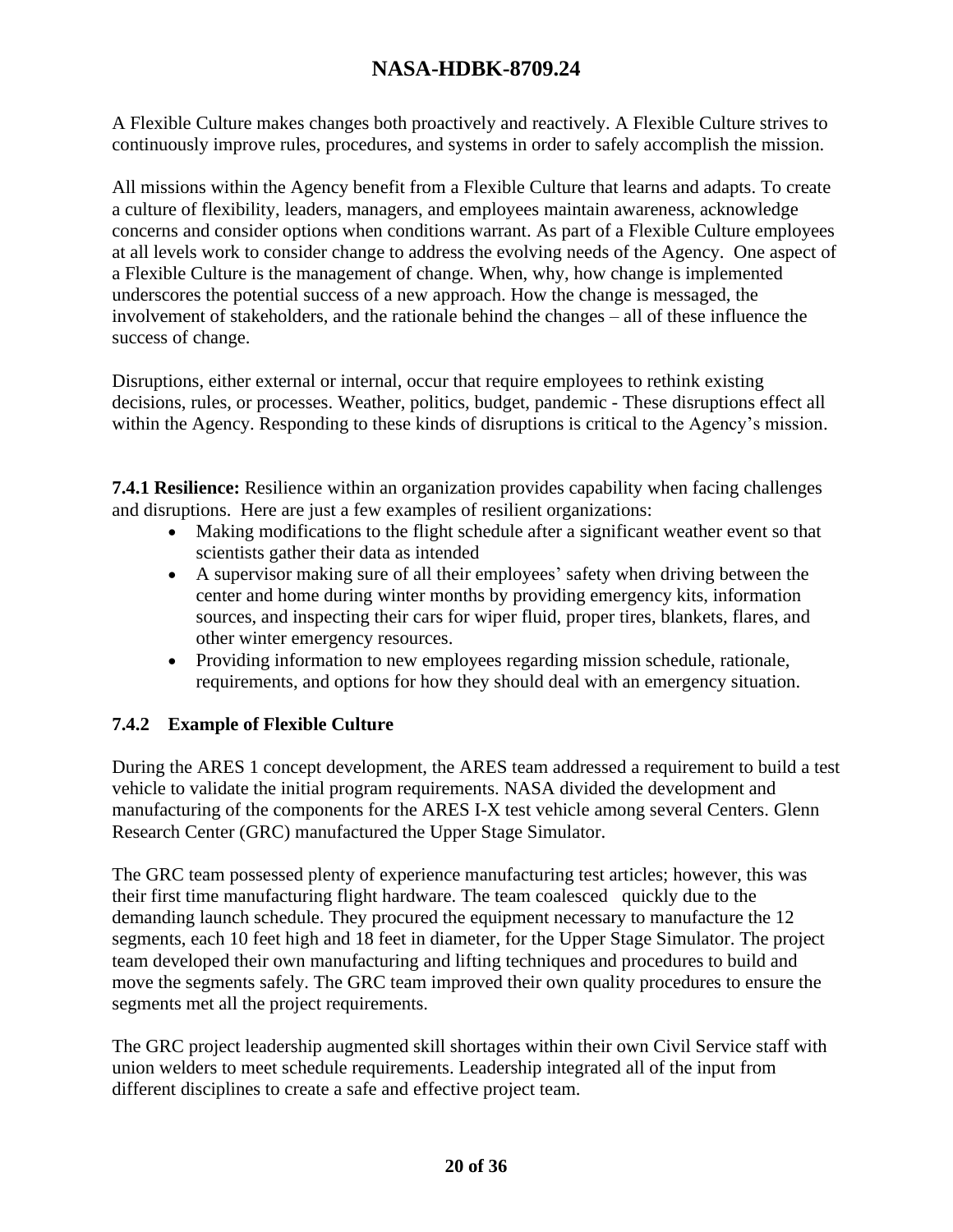A Flexible Culture makes changes both proactively and reactively. A Flexible Culture strives to continuously improve rules, procedures, and systems in order to safely accomplish the mission.

All missions within the Agency benefit from a Flexible Culture that learns and adapts. To create a culture of flexibility, leaders, managers, and employees maintain awareness, acknowledge concerns and consider options when conditions warrant. As part of a Flexible Culture employees at all levels work to consider change to address the evolving needs of the Agency. One aspect of a Flexible Culture is the management of change. When, why, how change is implemented underscores the potential success of a new approach. How the change is messaged, the involvement of stakeholders, and the rationale behind the changes – all of these influence the success of change.

Disruptions, either external or internal, occur that require employees to rethink existing decisions, rules, or processes. Weather, politics, budget, pandemic - These disruptions effect all within the Agency. Responding to these kinds of disruptions is critical to the Agency's mission.

**7.4.1 Resilience:** Resilience within an organization provides capability when facing challenges and disruptions. Here are just a few examples of resilient organizations:

- Making modifications to the flight schedule after a significant weather event so that scientists gather their data as intended
- A supervisor making sure of all their employees' safety when driving between the center and home during winter months by providing emergency kits, information sources, and inspecting their cars for wiper fluid, proper tires, blankets, flares, and other winter emergency resources.
- Providing information to new employees regarding mission schedule, rationale, requirements, and options for how they should deal with an emergency situation.

### 7.4.2 Example of Flexible Culture

During the ARES 1 concept development, the ARES team addressed a requirement to build a test vehicle to validate the initial program requirements. NASA divided the development and manufacturing of the components for the ARES I-X test vehicle among several Centers. Glenn Research Center (GRC) manufactured the Upper Stage Simulator.

The GRC team possessed plenty of experience manufacturing test articles; however, this was their first time manufacturing flight hardware. The team coalesced quickly due to the demanding launch schedule. They procured the equipment necessary to manufacture the 12 segments, each 10 feet high and 18 feet in diameter, for the Upper Stage Simulator. The project team developed their own manufacturing and lifting techniques and procedures to build and move the segments safely. The GRC team improved their own quality procedures to ensure the segments met all the project requirements.

The GRC project leadership augmented skill shortages within their own Civil Service staff with union welders to meet schedule requirements. Leadership integrated all of the input from different disciplines to create a safe and effective project team.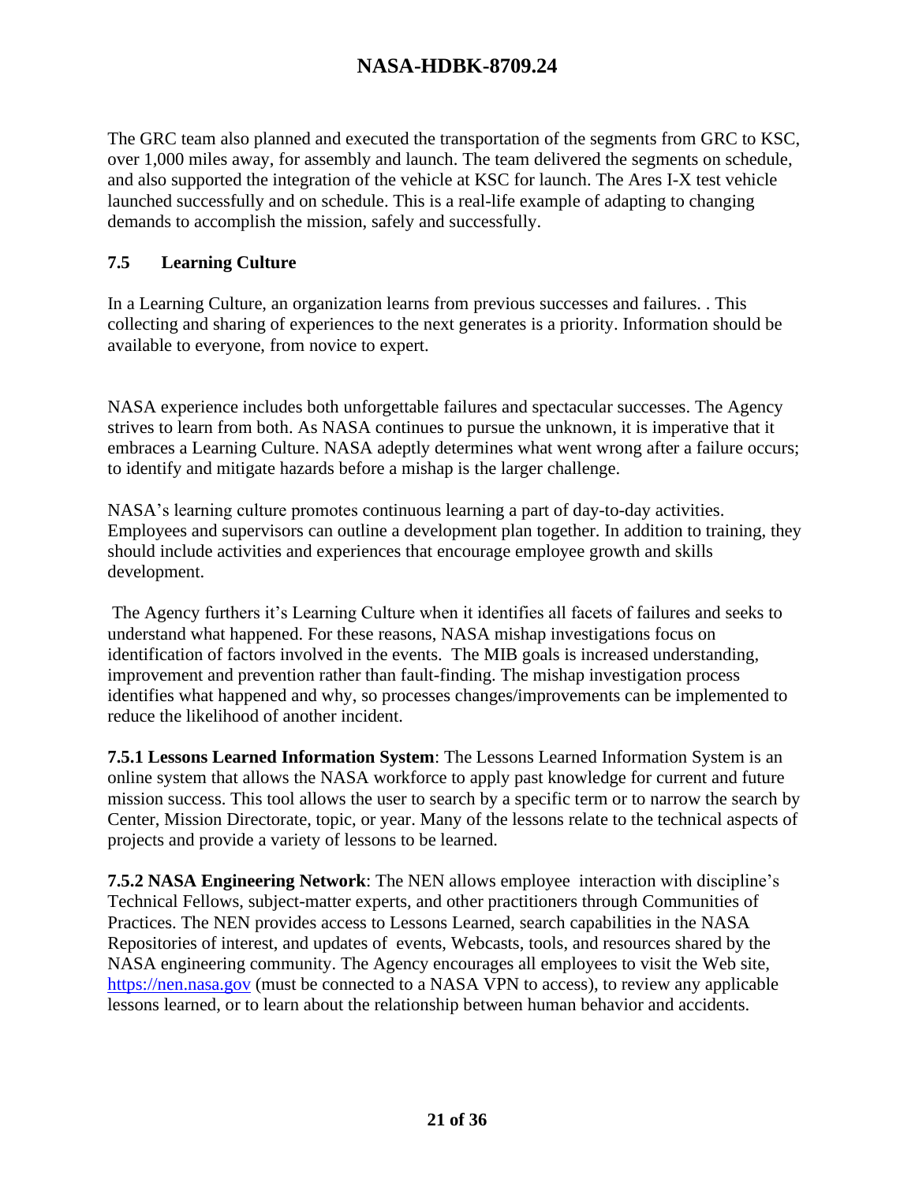The GRC team also planned and executed the transportation of the segments from GRC to KSC, over 1,000 miles away, for assembly and launch. The team delivered the segments on schedule, and also supported the integration of the vehicle at KSC for launch. The Ares I-X test vehicle launched successfully and on schedule. This is a real-life example of adapting to changing demands to accomplish the mission, safely and successfully.

## 7.5 Learning Culture

In a Learning Culture, an organization learns from previous successes and failures. . This collecting and sharing of experiences to the next generates is a priority. Information should be available to everyone, from novice to expert.

NASA experience includes both unforgettable failures and spectacular successes. The Agency strives to learn from both. As NASA continues to pursue the unknown, it is imperative that it embraces a Learning Culture. NASA adeptly determines what went wrong after a failure occurs; to identify and mitigate hazards before a mishap is the larger challenge.

NASA's learning culture promotes continuous learning a part of day-to-day activities. Employees and supervisors can outline a development plan together. In addition to training, they should include activities and experiences that encourage employee growth and skills development.

The Agency furthers it's Learning Culture when it identifies all facets of failures and seeks to understand what happened. For these reasons, NASA mishap investigations focus on identification of factors involved in the events. The MIB goals is increased understanding, improvement and prevention rather than fault-finding. The mishap investigation process identifies what happened and why, so processes changes/improvements can be implemented to reduce the likelihood of another incident.

**7.5.1 Lessons Learned Information System**: The Lessons Learned Information System is an online system that allows the NASA workforce to apply past knowledge for current and future mission success. This tool allows the user to search by a specific term or to narrow the search by Center, Mission Directorate, topic, or year. Many of the lessons relate to the technical aspects of projects and provide a variety of lessons to be learned.

**7.5.2 NASA Engineering Network**: The NEN allows employee interaction with discipline's Technical Fellows, subject-matter experts, and other practitioners through Communities of Practices. The NEN provides access to Lessons Learned, search capabilities in the NASA Repositories of interest, and updates of events, Webcasts, tools, and resources shared by the NASA engineering community. The Agency encourages all employees to visit the Web site, https://nen.nasa.gov (must be connected to a NASA VPN to access), to review any applicable lessons learned, or to learn about the relationship between human behavior and accidents.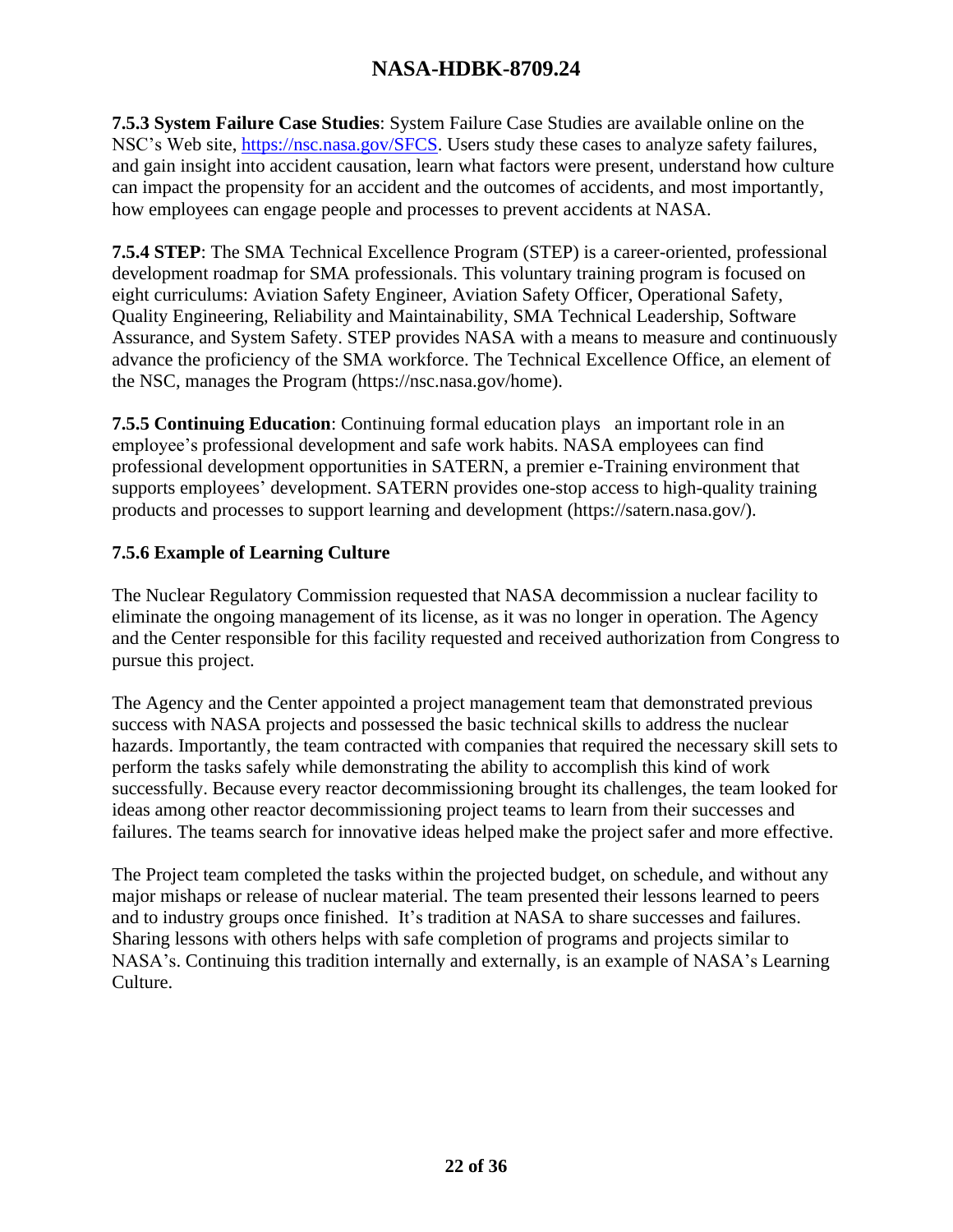**7.5.3 System Failure Case Studies**: System Failure Case Studies are available online on the NSC's Web site, https://nsc.nasa.gov/SFCS. Users study these cases to analyze safety failures, and gain insight into accident causation, learn what factors were present, understand how culture can impact the propensity for an accident and the outcomes of accidents, and most importantly, how employees can engage people and processes to prevent accidents at NASA.

**7.5.4 STEP**: The SMA Technical Excellence Program (STEP) is a career-oriented, professional development roadmap for SMA professionals. This voluntary training program is focused on eight curriculums: Aviation Safety Engineer, Aviation Safety Officer, Operational Safety, Quality Engineering, Reliability and Maintainability, SMA Technical Leadership, Software Assurance, and System Safety. STEP provides NASA with a means to measure and continuously advance the proficiency of the SMA workforce. The Technical Excellence Office, an element of the NSC, manages the Program (https://nsc.nasa.gov/home).

**7.5.5 Continuing Education**: Continuing formal education plays an important role in an employee's professional development and safe work habits. NASA employees can find professional development opportunities in SATERN, a premier e-Training environment that supports employees' development. SATERN provides one-stop access to high-quality training products and processes to support learning and development (https://satern.nasa.gov/).

### 7.5.6 Example of Learning Culture

The Nuclear Regulatory Commission requested that NASA decommission a nuclear facility to eliminate the ongoing management of its license, as it was no longer in operation. The Agency and the Center responsible for this facility requested and received authorization from Congress to pursue this project.

The Agency and the Center appointed a project management team that demonstrated previous success with NASA projects and possessed the basic technical skills to address the nuclear hazards. Importantly, the team contracted with companies that required the necessary skill sets to perform the tasks safely while demonstrating the ability to accomplish this kind of work successfully. Because every reactor decommissioning brought its challenges, the team looked for ideas among other reactor decommissioning project teams to learn from their successes and failures. The teams search for innovative ideas helped make the project safer and more effective.

The Project team completed the tasks within the projected budget, on schedule, and without any major mishaps or release of nuclear material. The team presented their lessons learned to peers and to industry groups once finished. It's tradition at NASA to share successes and failures. Sharing lessons with others helps with safe completion of programs and projects similar to NASA's. Continuing this tradition internally and externally, is an example of NASA's Learning Culture.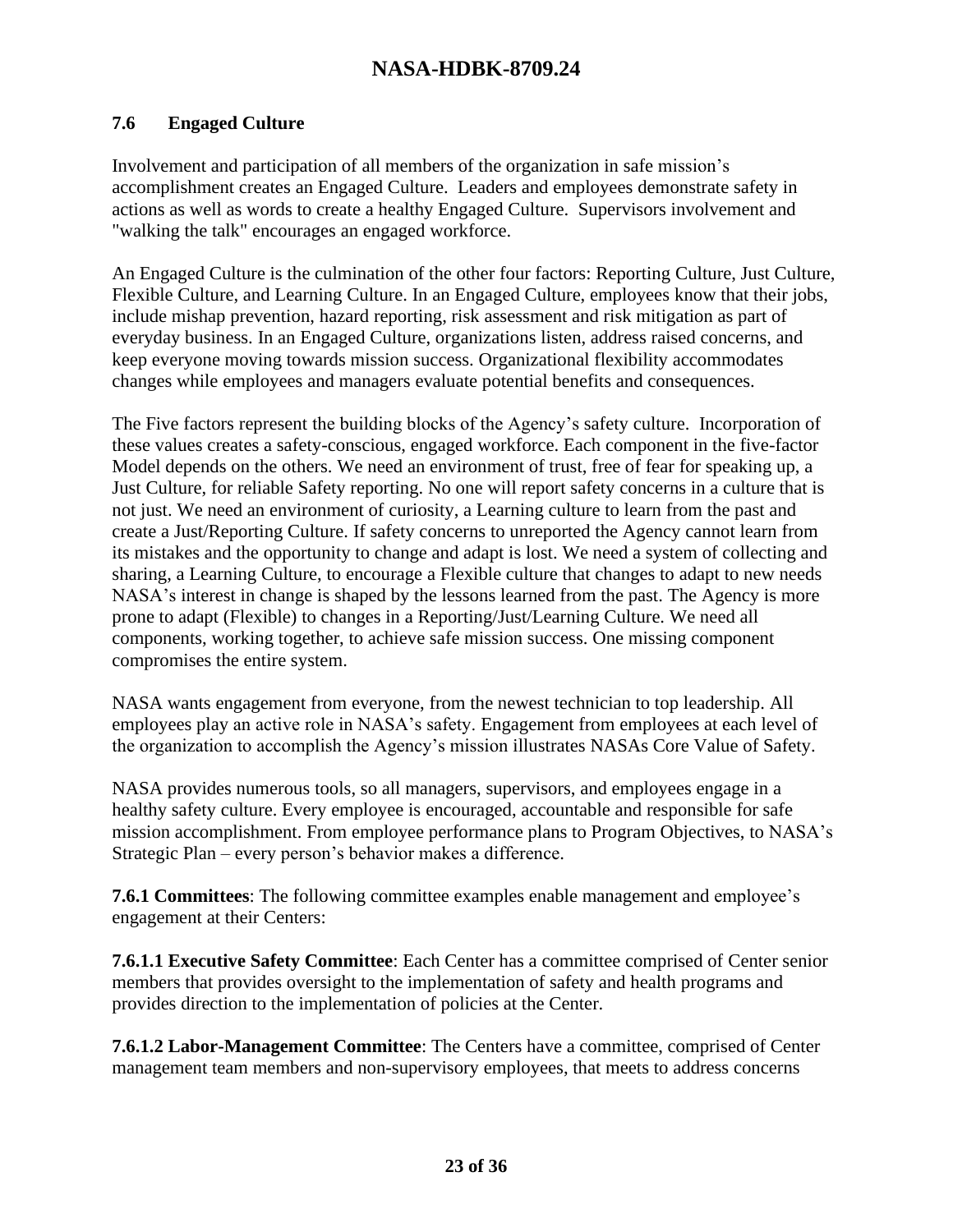## 7.6 Engaged Culture

Involvement and participation of all members of the organization in safe mission's accomplishment creates an Engaged Culture. Leaders and employees demonstrate safety in actions as well as words to create a healthy Engaged Culture. Supervisors involvement and "walking the talk" encourages an engaged workforce.

An Engaged Culture is the culmination of the other four factors: Reporting Culture, Just Culture, Flexible Culture, and Learning Culture. In an Engaged Culture, employees know that their jobs, include mishap prevention, hazard reporting, risk assessment and risk mitigation as part of everyday business. In an Engaged Culture, organizations listen, address raised concerns, and keep everyone moving towards mission success. Organizational flexibility accommodates changes while employees and managers evaluate potential benefits and consequences.

The Five factors represent the building blocks of the Agency's safety culture. Incorporation of these values creates a safety-conscious, engaged workforce. Each component in the five-factor Model depends on the others. We need an environment of trust, free of fear for speaking up, a Just Culture, for reliable Safety reporting. No one will report safety concerns in a culture that is not just. We need an environment of curiosity, a Learning culture to learn from the past and create a Just/Reporting Culture. If safety concerns to unreported the Agency cannot learn from its mistakes and the opportunity to change and adapt is lost. We need a system of collecting and sharing, a Learning Culture, to encourage a Flexible culture that changes to adapt to new needs NASA's interest in change is shaped by the lessons learned from the past. The Agency is more prone to adapt (Flexible) to changes in a Reporting/Just/Learning Culture. We need all components, working together, to achieve safe mission success. One missing component compromises the entire system.

NASA wants engagement from everyone, from the newest technician to top leadership. All employees play an active role in NASA's safety. Engagement from employees at each level of the organization to accomplish the Agency's mission illustrates NASAs Core Value of Safety.

NASA provides numerous tools, so all managers, supervisors, and employees engage in a healthy safety culture. Every employee is encouraged, accountable and responsible for safe mission accomplishment. From employee performance plans to Program Objectives, to NASA's Strategic Plan – every person's behavior makes a difference.

**7.6.1 Committees**: The following committee examples enable management and employee's engagement at their Centers:

**7.6.1.1 Executive Safety Committee**: Each Center has a committee comprised of Center senior members that provides oversight to the implementation of safety and health programs and provides direction to the implementation of policies at the Center.

**7.6.1.2 Labor-Management Committee**: The Centers have a committee, comprised of Center management team members and non-supervisory employees, that meets to address concerns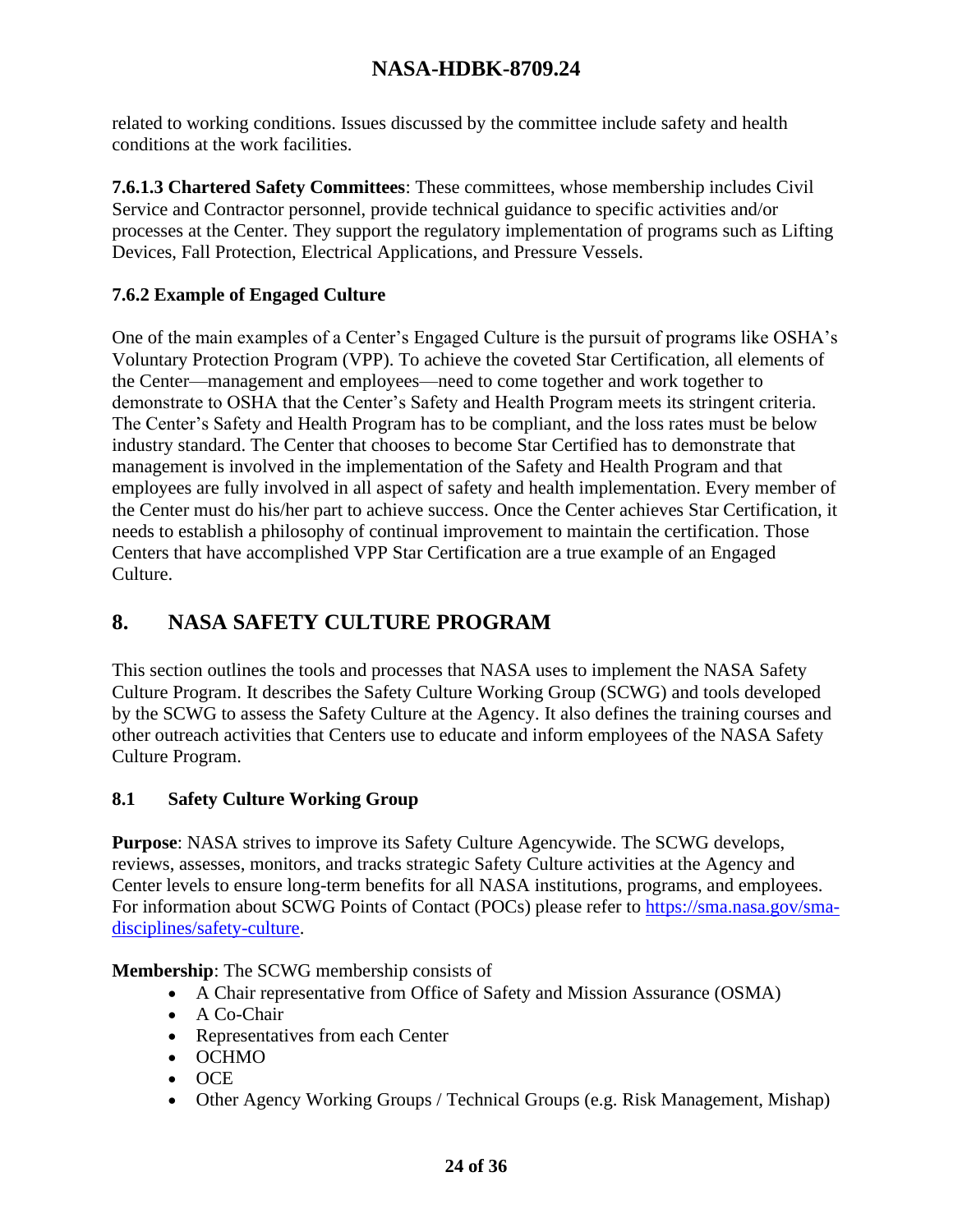related to working conditions. Issues discussed by the committee include safety and health conditions at the work facilities.

**7.6.1.3 Chartered Safety Committees**: These committees, whose membership includes Civil Service and Contractor personnel, provide technical guidance to specific activities and/or processes at the Center. They support the regulatory implementation of programs such as Lifting Devices, Fall Protection, Electrical Applications, and Pressure Vessels.

### 7.6.2 Example of Engaged Culture

One of the main examples of a Center's Engaged Culture is the pursuit of programs like OSHA's Voluntary Protection Program (VPP). To achieve the coveted Star Certification, all elements of the Center—management and employees—need to come together and work together to demonstrate to OSHA that the Center's Safety and Health Program meets its stringent criteria. The Center's Safety and Health Program has to be compliant, and the loss rates must be below industry standard. The Center that chooses to become Star Certified has to demonstrate that management is involved in the implementation of the Safety and Health Program and that employees are fully involved in all aspect of safety and health implementation. Every member of the Center must do his/her part to achieve success. Once the Center achieves Star Certification, it needs to establish a philosophy of continual improvement to maintain the certification. Those Centers that have accomplished VPP Star Certification are a true example of an Engaged Culture.

# 8. NASA SAFETY CULTURE PROGRAM

This section outlines the tools and processes that NASA uses to implement the NASA Safety Culture Program. It describes the Safety Culture Working Group (SCWG) and tools developed by the SCWG to assess the Safety Culture at the Agency. It also defines the training courses and other outreach activities that Centers use to educate and inform employees of the NASA Safety Culture Program.

## 8.1 Safety Culture Working Group

**Purpose**: NASA strives to improve its Safety Culture Agencywide. The SCWG develops, reviews, assesses, monitors, and tracks strategic Safety Culture activities at the Agency and Center levels to ensure long-term benefits for all NASA institutions, programs, and employees. For information about SCWG Points of Contact (POCs) please refer to [https://sma.nasa.gov/sma-disciplines/safety-culture](https://sma.nasa.gov/sma-disciplines/safety-culture).

**Membership**: The SCWG membership consists of

- A Chair representative from Office of Safety and Mission Assurance (OSMA)
- A Co-Chair
- Representatives from each Center
- OCHMO
- OCE
- Other Agency Working Groups / Technical Groups (e.g. Risk Management, Mishap)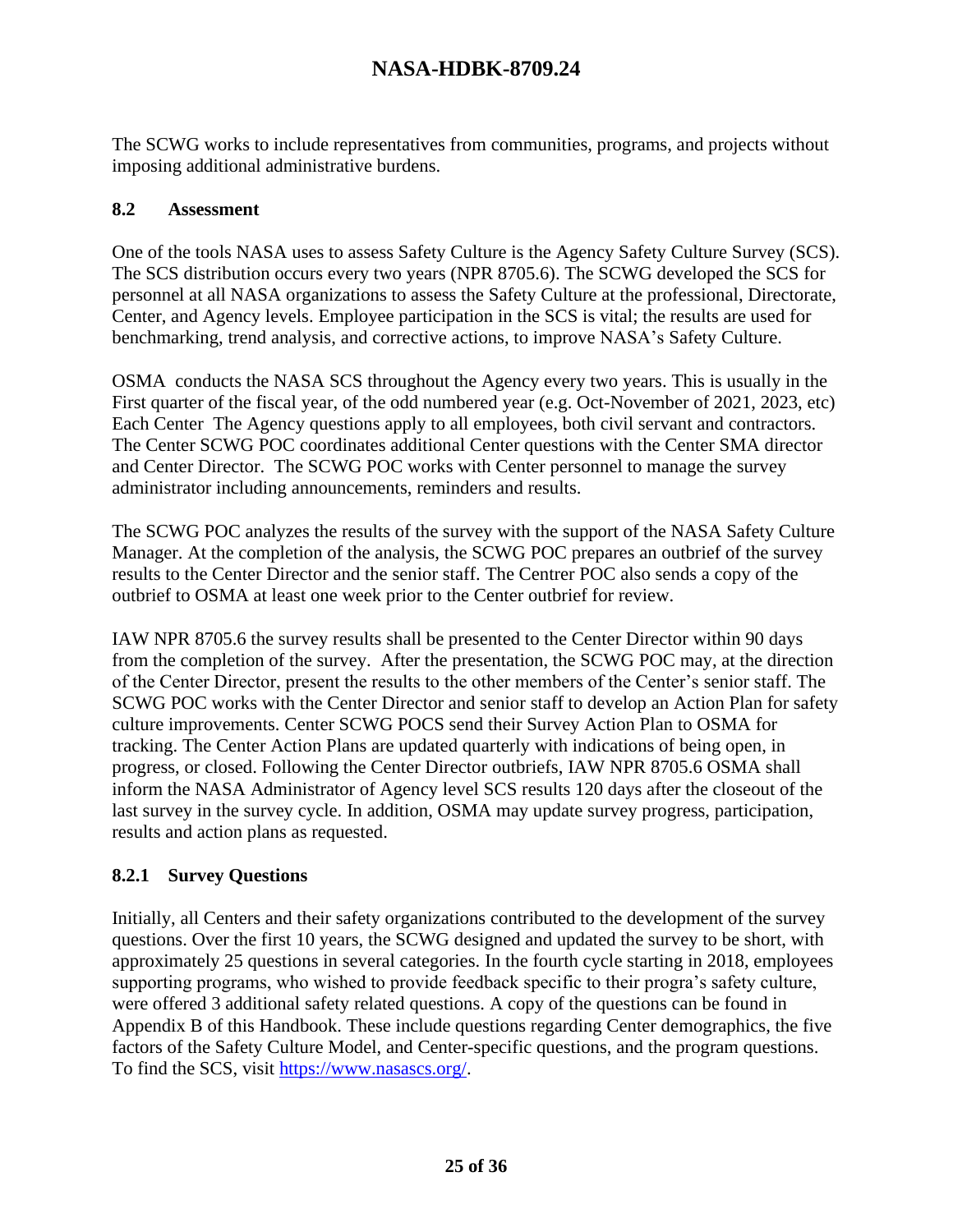The SCWG works to include representatives from communities, programs, and projects without imposing additional administrative burdens.

## 8.2 Assessment

One of the tools NASA uses to assess Safety Culture is the Agency Safety Culture Survey (SCS). The SCS distribution occurs every two years (NPR 8705.6). The SCWG developed the SCS for personnel at all NASA organizations to assess the Safety Culture at the professional, Directorate, Center, and Agency levels. Employee participation in the SCS is vital; the results are used for benchmarking, trend analysis, and corrective actions, to improve NASA's Safety Culture.

OSMA conducts the NASA SCS throughout the Agency every two years. This is usually in the First quarter of the fiscal year, of the odd numbered year (e.g. Oct-November of 2021, 2023, etc) Each Center The Agency questions apply to all employees, both civil servant and contractors. The Center SCWG POC coordinates additional Center questions with the Center SMA director and Center Director. The SCWG POC works with Center personnel to manage the survey administrator including announcements, reminders and results.

The SCWG POC analyzes the results of the survey with the support of the NASA Safety Culture Manager. At the completion of the analysis, the SCWG POC prepares an outbrief of the survey results to the Center Director and the senior staff. The Centrer POC also sends a copy of the outbrief to OSMA at least one week prior to the Center outbrief for review.

IAW NPR 8705.6 the survey results shall be presented to the Center Director within 90 days from the completion of the survey. After the presentation, the SCWG POC may, at the direction of the Center Director, present the results to the other members of the Center's senior staff. The SCWG POC works with the Center Director and senior staff to develop an Action Plan for safety culture improvements. Center SCWG POCS send their Survey Action Plan to OSMA for tracking. The Center Action Plans are updated quarterly with indications of being open, in progress, or closed. Following the Center Director outbriefs, IAW NPR 8705.6 OSMA shall inform the NASA Administrator of Agency level SCS results 120 days after the closeout of the last survey in the survey cycle. In addition, OSMA may update survey progress, participation, results and action plans as requested.

### 8.2.1 Survey Questions

Initially, all Centers and their safety organizations contributed to the development of the survey questions. Over the first 10 years, the SCWG designed and updated the survey to be short, with approximately 25 questions in several categories. In the fourth cycle starting in 2018, employees supporting programs, who wished to provide feedback specific to their progra's safety culture, were offered 3 additional safety related questions. A copy of the questions can be found in Appendix B of this Handbook. These include questions regarding Center demographics, the five factors of the Safety Culture Model, and Center-specific questions, and the program questions. To find the SCS, visit [https://www.nasascs.org/](https://www.nasascs.org/).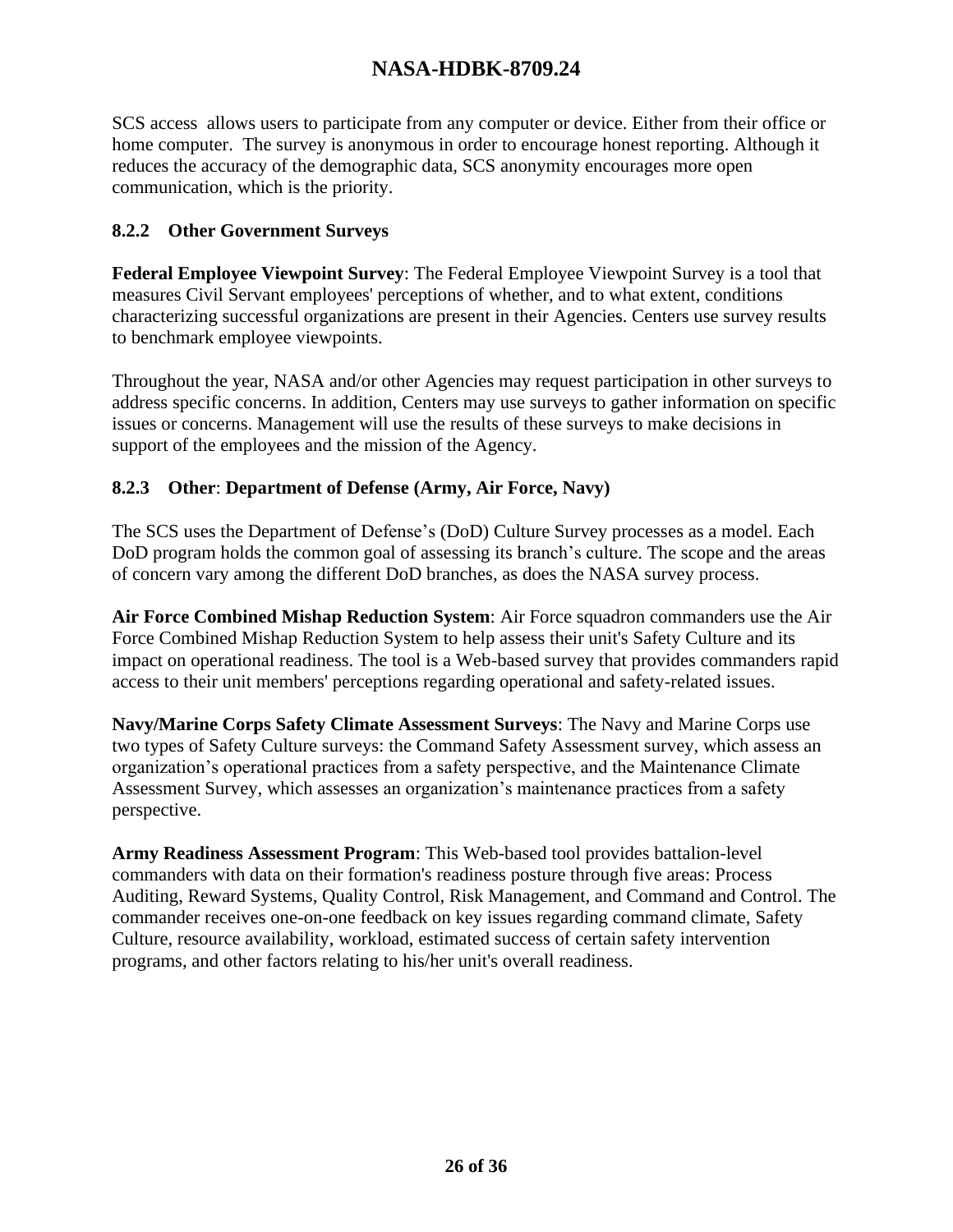SCS access allows users to participate from any computer or device. Either from their office or home computer. The survey is anonymous in order to encourage honest reporting. Although it reduces the accuracy of the demographic data, SCS anonymity encourages more open communication, which is the priority.

### 8.2.2 Other Government Surveys

**Federal Employee Viewpoint Survey**: The Federal Employee Viewpoint Survey is a tool that measures Civil Servant employees' perceptions of whether, and to what extent, conditions characterizing successful organizations are present in their Agencies. Centers use survey results to benchmark employee viewpoints.

Throughout the year, NASA and/or other Agencies may request participation in other surveys to address specific concerns. In addition, Centers may use surveys to gather information on specific issues or concerns. Management will use the results of these surveys to make decisions in support of the employees and the mission of the Agency.

### 8.2.3 Other: Department of Defense (Army, Air Force, Navy)

The SCS uses the Department of Defense's (DoD) Culture Survey processes as a model. Each DoD program holds the common goal of assessing its branch's culture. The scope and the areas of concern vary among the different DoD branches, as does the NASA survey process.

**Air Force Combined Mishap Reduction System**: Air Force squadron commanders use the Air Force Combined Mishap Reduction System to help assess their unit's Safety Culture and its impact on operational readiness. The tool is a Web-based survey that provides commanders rapid access to their unit members' perceptions regarding operational and safety-related issues.

**Navy/Marine Corps Safety Climate Assessment Surveys**: The Navy and Marine Corps use two types of Safety Culture surveys: the Command Safety Assessment survey, which assess an organization's operational practices from a safety perspective, and the Maintenance Climate Assessment Survey, which assesses an organization's maintenance practices from a safety perspective.

**Army Readiness Assessment Program**: This Web-based tool provides battalion-level commanders with data on their formation's readiness posture through five areas: Process Auditing, Reward Systems, Quality Control, Risk Management, and Command and Control. The commander receives one-on-one feedback on key issues regarding command climate, Safety Culture, resource availability, workload, estimated success of certain safety intervention programs, and other factors relating to his/her unit's overall readiness.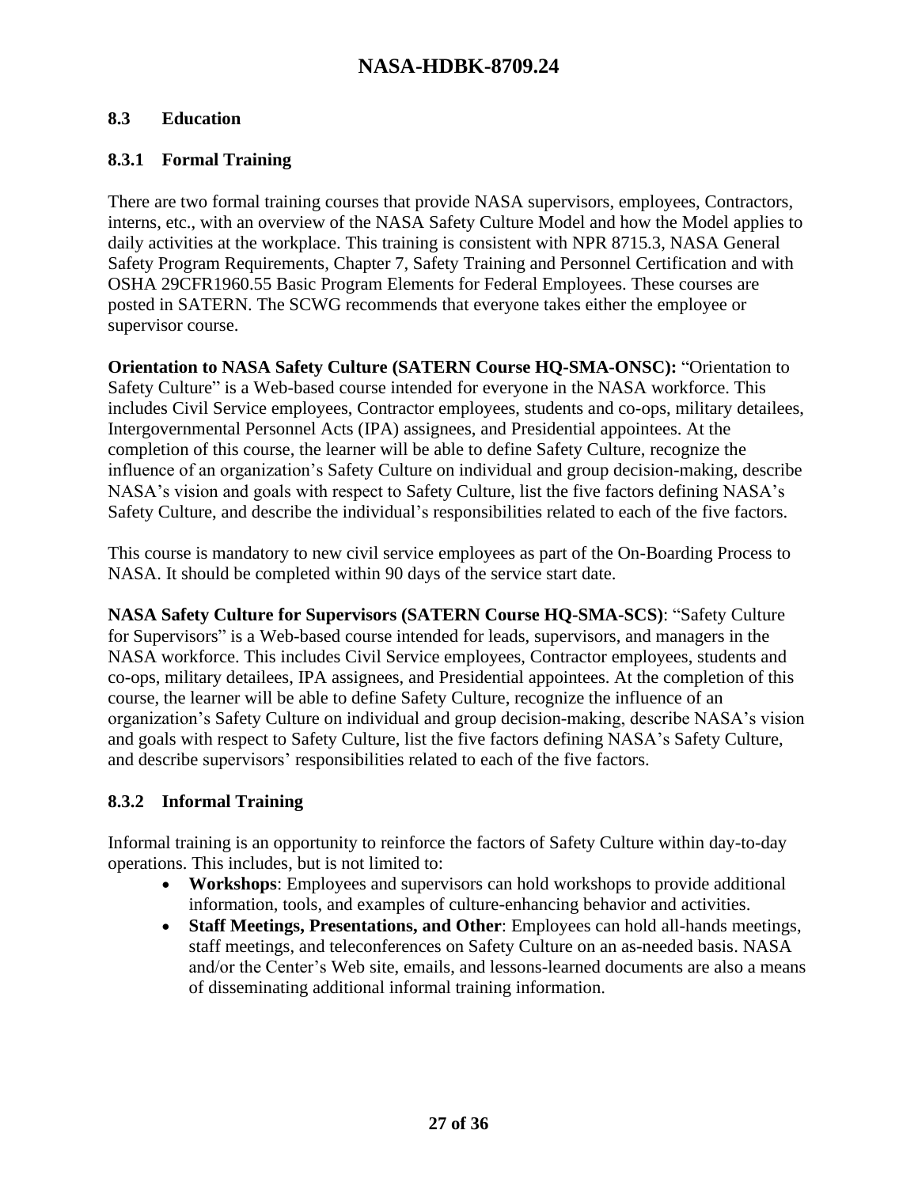## 8.3 Education

### 8.3.1 Formal Training

There are two formal training courses that provide NASA supervisors, employees, Contractors, interns, etc., with an overview of the NASA Safety Culture Model and how the Model applies to daily activities at the workplace. This training is consistent with NPR 8715.3, NASA General Safety Program Requirements, Chapter 7, Safety Training and Personnel Certification and with OSHA 29CFR1960.55 Basic Program Elements for Federal Employees. These courses are posted in SATERN. The SCWG recommends that everyone takes either the employee or supervisor course.

**Orientation to NASA Safety Culture (SATERN Course HQ-SMA-ONSC):** "Orientation to Safety Culture" is a Web-based course intended for everyone in the NASA workforce. This includes Civil Service employees, Contractor employees, students and co-ops, military detailees, Intergovernmental Personnel Acts (IPA) assignees, and Presidential appointees. At the completion of this course, the learner will be able to define Safety Culture, recognize the influence of an organization's Safety Culture on individual and group decision-making, describe NASA's vision and goals with respect to Safety Culture, list the five factors defining NASA's Safety Culture, and describe the individual's responsibilities related to each of the five factors.

This course is mandatory to new civil service employees as part of the On-Boarding Process to NASA. It should be completed within 90 days of the service start date.

**NASA Safety Culture for Supervisors (SATERN Course HQ-SMA-SCS)**: "Safety Culture for Supervisors" is a Web-based course intended for leads, supervisors, and managers in the NASA workforce. This includes Civil Service employees, Contractor employees, students and co-ops, military detailees, IPA assignees, and Presidential appointees. At the completion of this course, the learner will be able to define Safety Culture, recognize the influence of an organization's Safety Culture on individual and group decision-making, describe NASA's vision and goals with respect to Safety Culture, list the five factors defining NASA's Safety Culture, and describe supervisors' responsibilities related to each of the five factors.

### 8.3.2 Informal Training

Informal training is an opportunity to reinforce the factors of Safety Culture within day-to-day operations. This includes, but is not limited to:

- **Workshops**: Employees and supervisors can hold workshops to provide additional information, tools, and examples of culture-enhancing behavior and activities.
- **Staff Meetings, Presentations, and Other**: Employees can hold all-hands meetings, staff meetings, and teleconferences on Safety Culture on an as-needed basis. NASA and/or the Center's Web site, emails, and lessons-learned documents are also a means of disseminating additional informal training information.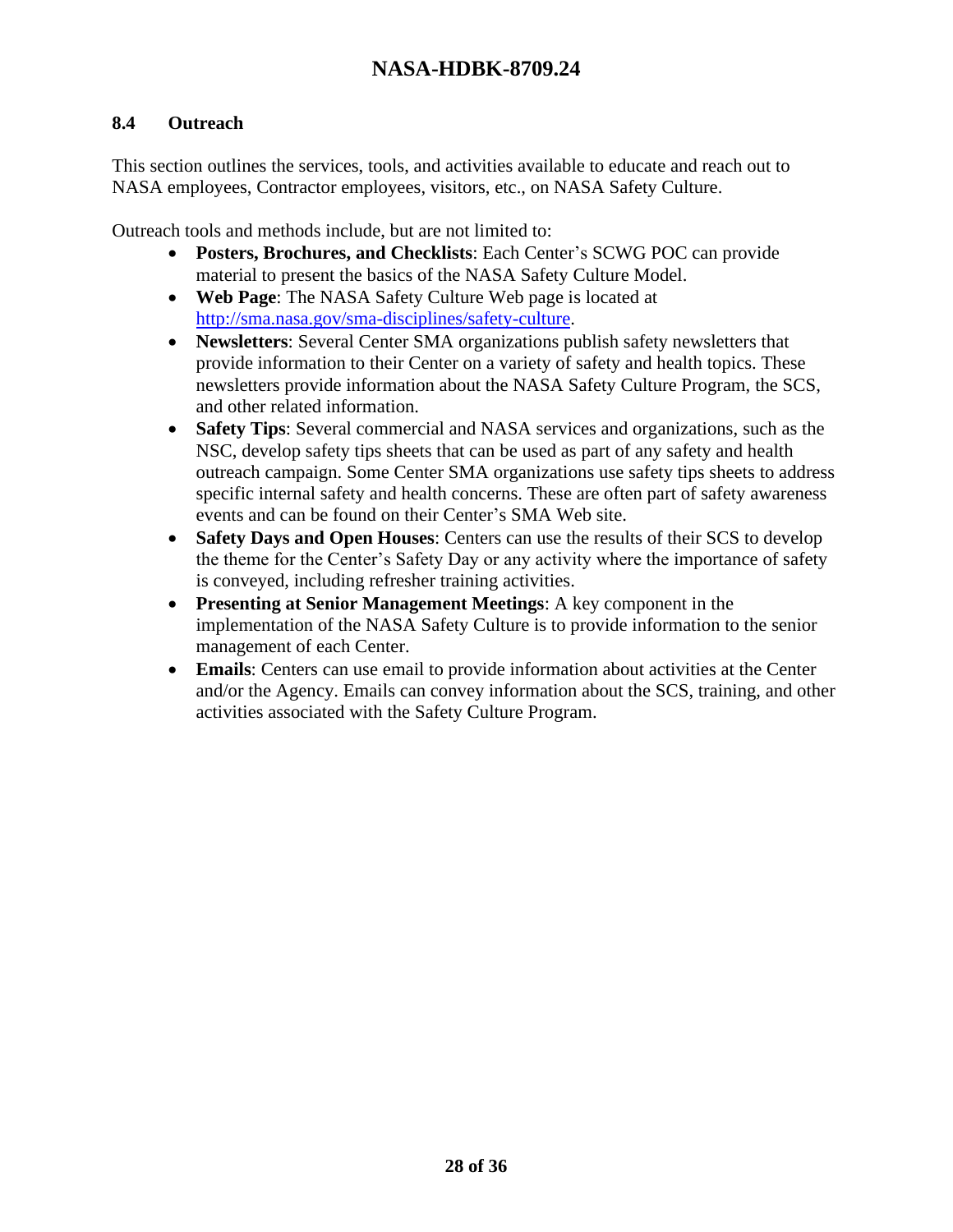## 8.4 Outreach

This section outlines the services, tools, and activities available to educate and reach out to NASA employees, Contractor employees, visitors, etc., on NASA Safety Culture.

Outreach tools and methods include, but are not limited to:

- **Posters, Brochures, and Checklists**: Each Center's SCWG POC can provide material to present the basics of the NASA Safety Culture Model.
- **Web Page**: The NASA Safety Culture Web page is located at [http://sma.nasa.gov/sma-disciplines/safety-culture](http://sma.nasa.gov/sma-disciplines/safety-culture).
- **Newsletters**: Several Center SMA organizations publish safety newsletters that provide information to their Center on a variety of safety and health topics. These newsletters provide information about the NASA Safety Culture Program, the SCS, and other related information.
- **Safety Tips**: Several commercial and NASA services and organizations, such as the NSC, develop safety tips sheets that can be used as part of any safety and health outreach campaign. Some Center SMA organizations use safety tips sheets to address specific internal safety and health concerns. These are often part of safety awareness events and can be found on their Center's SMA Web site.
- **Safety Days and Open Houses**: Centers can use the results of their SCS to develop the theme for the Center's Safety Day or any activity where the importance of safety is conveyed, including refresher training activities.
- **Presenting at Senior Management Meetings**: A key component in the implementation of the NASA Safety Culture is to provide information to the senior management of each Center.
- **Emails**: Centers can use email to provide information about activities at the Center and/or the Agency. Emails can convey information about the SCS, training, and other activities associated with the Safety Culture Program.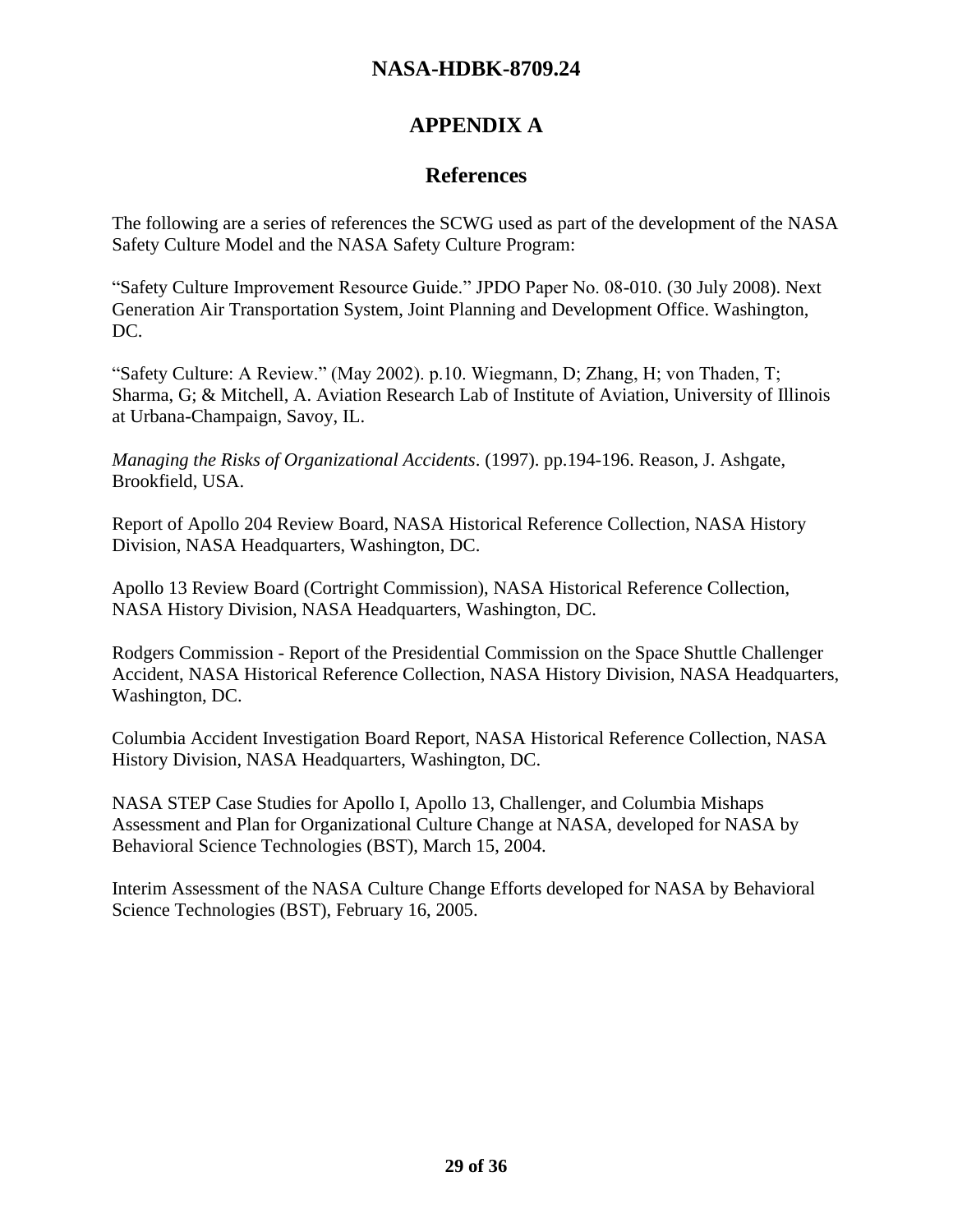# APPENDIX A

## References

The following are a series of references the SCWG used as part of the development of the NASA Safety Culture Model and the NASA Safety Culture Program:

"Safety Culture Improvement Resource Guide." JPDO Paper No. 08-010. (30 July 2008). Next Generation Air Transportation System, Joint Planning and Development Office. Washington, DC.

"Safety Culture: A Review." (May 2002). p.10. Wiegmann, D; Zhang, H; von Thaden, T; Sharma, G; & Mitchell, A. Aviation Research Lab of Institute of Aviation, University of Illinois at Urbana-Champaign, Savoy, IL.

*Managing the Risks of Organizational Accidents*. (1997). pp.194-196. Reason, J. Ashgate, Brookfield, USA.

Report of Apollo 204 Review Board, NASA Historical Reference Collection, NASA History Division, NASA Headquarters, Washington, DC.

Apollo 13 Review Board (Cortright Commission), NASA Historical Reference Collection, NASA History Division, NASA Headquarters, Washington, DC.

Rodgers Commission - Report of the Presidential Commission on the Space Shuttle Challenger Accident, NASA Historical Reference Collection, NASA History Division, NASA Headquarters, Washington, DC.

Columbia Accident Investigation Board Report, NASA Historical Reference Collection, NASA History Division, NASA Headquarters, Washington, DC.

NASA STEP Case Studies for Apollo I, Apollo 13, Challenger, and Columbia Mishaps Assessment and Plan for Organizational Culture Change at NASA, developed for NASA by Behavioral Science Technologies (BST), March 15, 2004.

Interim Assessment of the NASA Culture Change Efforts developed for NASA by Behavioral Science Technologies (BST), February 16, 2005.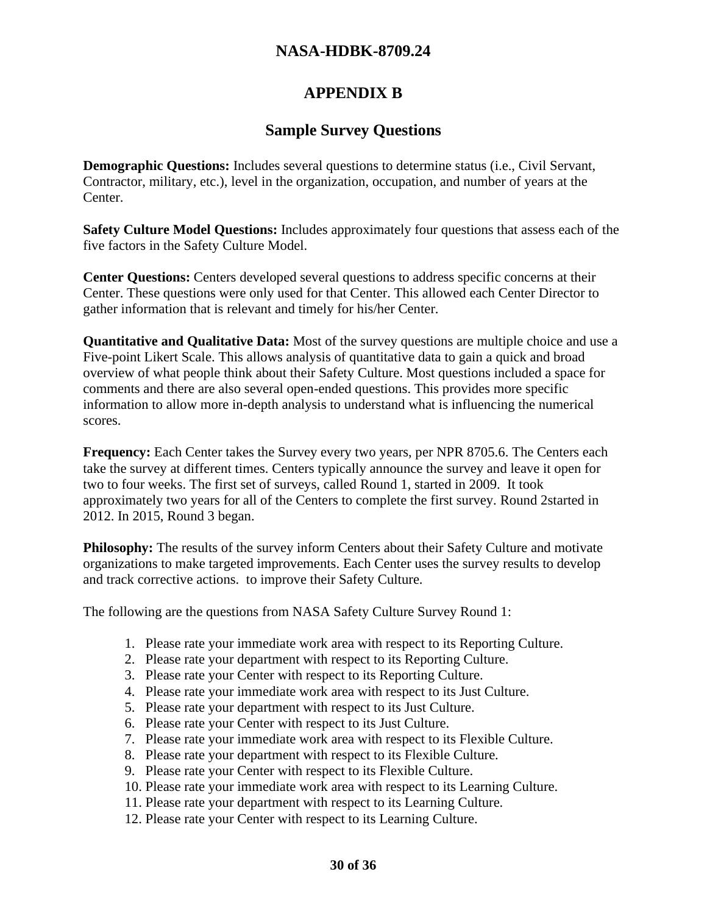# APPENDIX B

## Sample Survey Questions

**Demographic Questions:** Includes several questions to determine status (i.e., Civil Servant, Contractor, military, etc.), level in the organization, occupation, and number of years at the Center.

**Safety Culture Model Questions:** Includes approximately four questions that assess each of the five factors in the Safety Culture Model.

**Center Questions:** Centers developed several questions to address specific concerns at their Center. These questions were only used for that Center. This allowed each Center Director to gather information that is relevant and timely for his/her Center.

**Quantitative and Qualitative Data:** Most of the survey questions are multiple choice and use a Five-point Likert Scale. This allows analysis of quantitative data to gain a quick and broad overview of what people think about their Safety Culture. Most questions included a space for comments and there are also several open-ended questions. This provides more specific information to allow more in-depth analysis to understand what is influencing the numerical scores.

**Frequency:** Each Center takes the Survey every two years, per NPR 8705.6. The Centers each take the survey at different times. Centers typically announce the survey and leave it open for two to four weeks. The first set of surveys, called Round 1, started in 2009. It took approximately two years for all of the Centers to complete the first survey. Round 2started in 2012. In 2015, Round 3 began.

**Philosophy:** The results of the survey inform Centers about their Safety Culture and motivate organizations to make targeted improvements. Each Center uses the survey results to develop and track corrective actions. to improve their Safety Culture.

The following are the questions from NASA Safety Culture Survey Round 1:

1. Please rate your immediate work area with respect to its Reporting Culture.
2. Please rate your department with respect to its Reporting Culture.
3. Please rate your Center with respect to its Reporting Culture.
4. Please rate your immediate work area with respect to its Just Culture.
5. Please rate your department with respect to its Just Culture.
6. Please rate your Center with respect to its Just Culture.
7. Please rate your immediate work area with respect to its Flexible Culture.
8. Please rate your department with respect to its Flexible Culture.
9. Please rate your Center with respect to its Flexible Culture.
10. Please rate your immediate work area with respect to its Learning Culture.
11. Please rate your department with respect to its Learning Culture.
12. Please rate your Center with respect to its Learning Culture.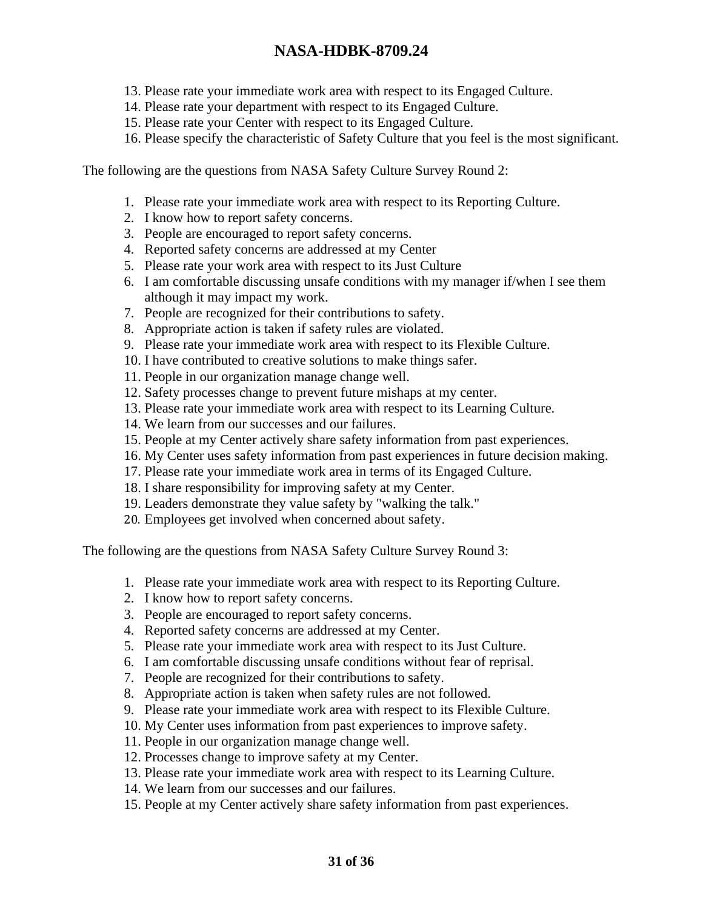13. Please rate your immediate work area with respect to its Engaged Culture.
14. Please rate your department with respect to its Engaged Culture.
15. Please rate your Center with respect to its Engaged Culture.
16. Please specify the characteristic of Safety Culture that you feel is the most significant.

The following are the questions from NASA Safety Culture Survey Round 2:

1. Please rate your immediate work area with respect to its Reporting Culture.
2. I know how to report safety concerns.
3. People are encouraged to report safety concerns.
4. Reported safety concerns are addressed at my Center
5. Please rate your work area with respect to its Just Culture
6. I am comfortable discussing unsafe conditions with my manager if/when I see them although it may impact my work.
7. People are recognized for their contributions to safety.
8. Appropriate action is taken if safety rules are violated.
9. Please rate your immediate work area with respect to its Flexible Culture.
10. I have contributed to creative solutions to make things safer.
11. People in our organization manage change well.
12. Safety processes change to prevent future mishaps at my center.
13. Please rate your immediate work area with respect to its Learning Culture.
14. We learn from our successes and our failures.
15. People at my Center actively share safety information from past experiences.
16. My Center uses safety information from past experiences in future decision making.
17. Please rate your immediate work area in terms of its Engaged Culture.
18. I share responsibility for improving safety at my Center.
19. Leaders demonstrate they value safety by "walking the talk."
20. Employees get involved when concerned about safety.

The following are the questions from NASA Safety Culture Survey Round 3:

1. Please rate your immediate work area with respect to its Reporting Culture.
2. I know how to report safety concerns.
3. People are encouraged to report safety concerns.
4. Reported safety concerns are addressed at my Center.
5. Please rate your immediate work area with respect to its Just Culture.
6. I am comfortable discussing unsafe conditions without fear of reprisal.
7. People are recognized for their contributions to safety.
8. Appropriate action is taken when safety rules are not followed.
9. Please rate your immediate work area with respect to its Flexible Culture.
10. My Center uses information from past experiences to improve safety.
11. People in our organization manage change well.
12. Processes change to improve safety at my Center.
13. Please rate your immediate work area with respect to its Learning Culture.
14. We learn from our successes and our failures.
15. People at my Center actively share safety information from past experiences.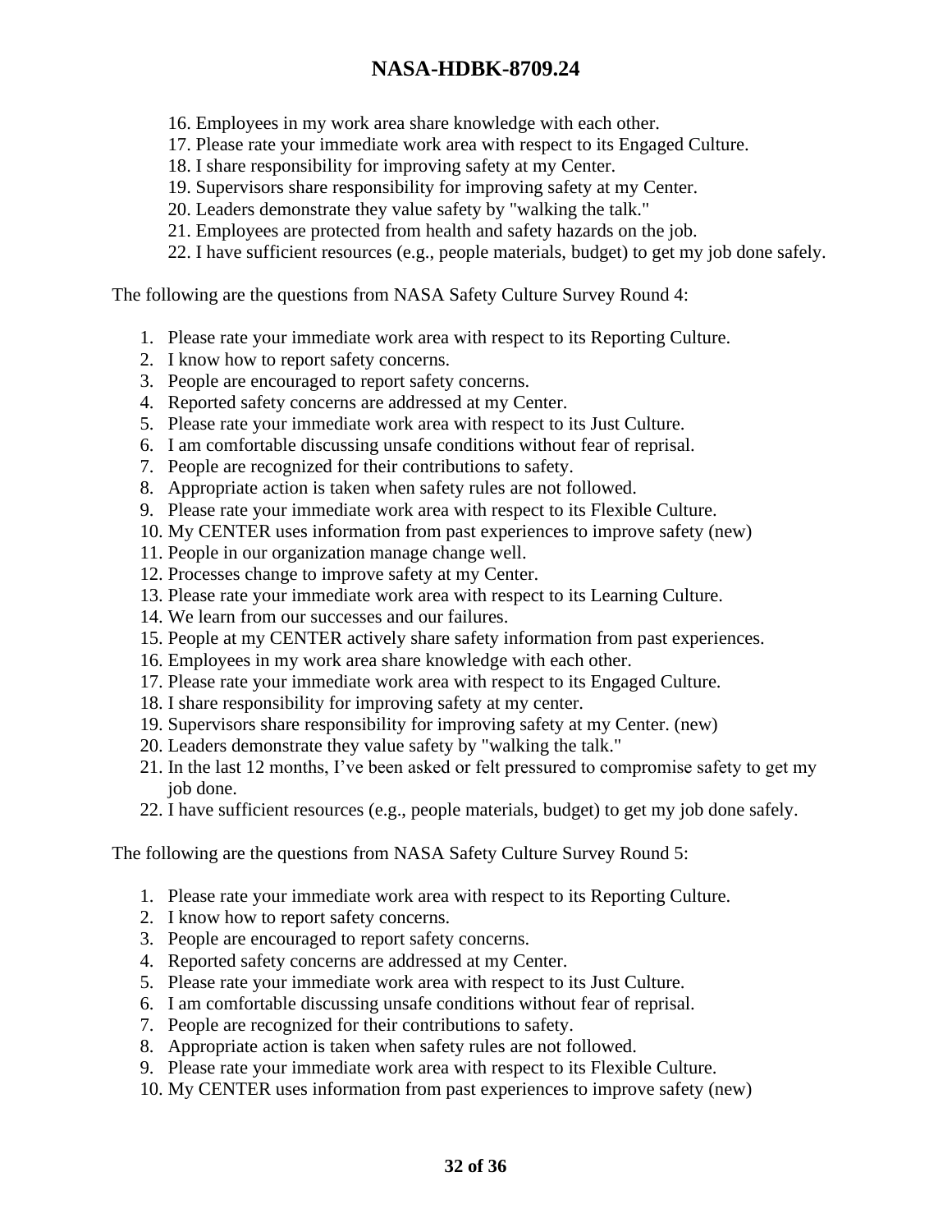16. Employees in my work area share knowledge with each other.
17. Please rate your immediate work area with respect to its Engaged Culture.
18. I share responsibility for improving safety at my Center.
19. Supervisors share responsibility for improving safety at my Center.
20. Leaders demonstrate they value safety by "walking the talk."
21. Employees are protected from health and safety hazards on the job.
22. I have sufficient resources (e.g., people materials, budget) to get my job done safely.

The following are the questions from NASA Safety Culture Survey Round 4:

1. Please rate your immediate work area with respect to its Reporting Culture.
2. I know how to report safety concerns.
3. People are encouraged to report safety concerns.
4. Reported safety concerns are addressed at my Center.
5. Please rate your immediate work area with respect to its Just Culture.
6. I am comfortable discussing unsafe conditions without fear of reprisal.
7. People are recognized for their contributions to safety.
8. Appropriate action is taken when safety rules are not followed.
9. Please rate your immediate work area with respect to its Flexible Culture.
10. My CENTER uses information from past experiences to improve safety (new)
11. People in our organization manage change well.
12. Processes change to improve safety at my Center.
13. Please rate your immediate work area with respect to its Learning Culture.
14. We learn from our successes and our failures.
15. People at my CENTER actively share safety information from past experiences.
16. Employees in my work area share knowledge with each other.
17. Please rate your immediate work area with respect to its Engaged Culture.
18. I share responsibility for improving safety at my center.
19. Supervisors share responsibility for improving safety at my Center. (new)
20. Leaders demonstrate they value safety by "walking the talk."
21. In the last 12 months, I've been asked or felt pressured to compromise safety to get my job done.
22. I have sufficient resources (e.g., people materials, budget) to get my job done safely.

The following are the questions from NASA Safety Culture Survey Round 5:

1. Please rate your immediate work area with respect to its Reporting Culture.
2. I know how to report safety concerns.
3. People are encouraged to report safety concerns.
4. Reported safety concerns are addressed at my Center.
5. Please rate your immediate work area with respect to its Just Culture.
6. I am comfortable discussing unsafe conditions without fear of reprisal.
7. People are recognized for their contributions to safety.
8. Appropriate action is taken when safety rules are not followed.
9. Please rate your immediate work area with respect to its Flexible Culture.
10. My CENTER uses information from past experiences to improve safety (new)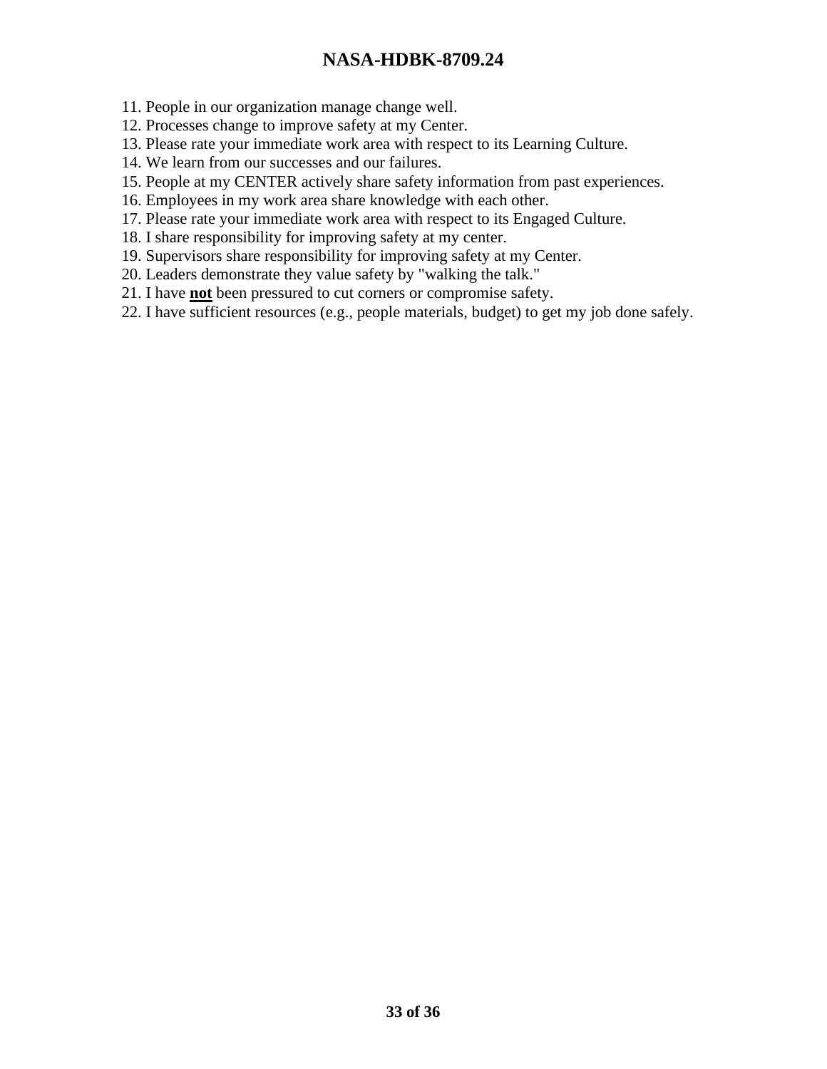11. People in our organization manage change well.
12. Processes change to improve safety at my Center.
13. Please rate your immediate work area with respect to its Learning Culture.
14. We learn from our successes and our failures.
15. People at my CENTER actively share safety information from past experiences.
16. Employees in my work area share knowledge with each other.
17. Please rate your immediate work area with respect to its Engaged Culture.
18. I share responsibility for improving safety at my center.
19. Supervisors share responsibility for improving safety at my Center.
20. Leaders demonstrate they value safety by "walking the talk."
21. I have <u>**not**</u> been pressured to cut corners or compromise safety.
22. I have sufficient resources (e.g., people materials, budget) to get my job done safely.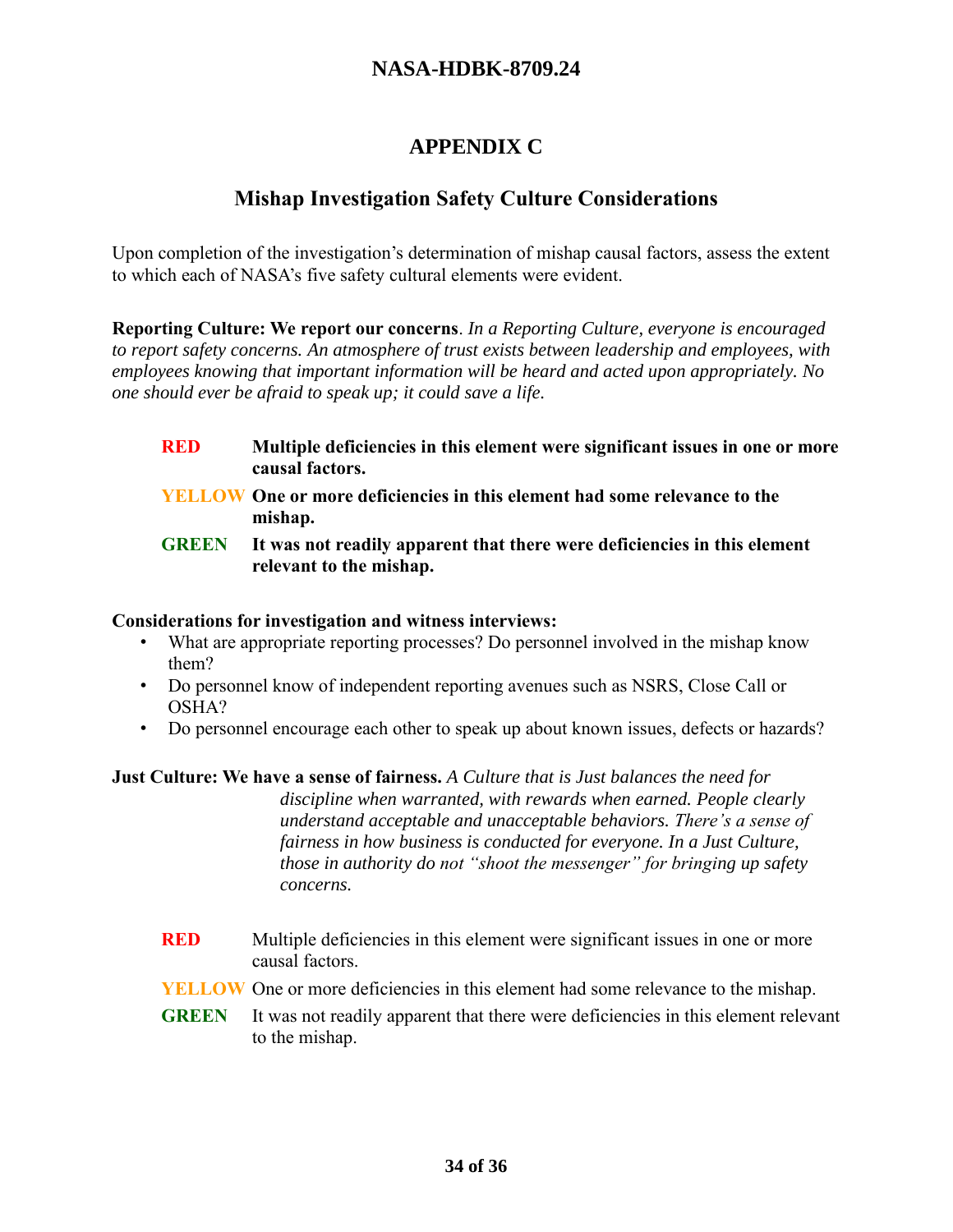# APPENDIX C

## Mishap Investigation Safety Culture Considerations

Upon completion of the investigation's determination of mishap causal factors, assess the extent to which each of NASA's five safety cultural elements were evident.

**Reporting Culture: We report our concerns**. *In a Reporting Culture, everyone is encouraged to report safety concerns. An atmosphere of trust exists between leadership and employees, with employees knowing that important information will be heard and acted upon appropriately. No one should ever be afraid to speak up; it could save a life.*

- **RED** — **Multiple deficiencies in this element were significant issues in one or more causal factors.**
- **YELLOW** — **One or more deficiencies in this element had some relevance to the mishap.**
- **GREEN** — **It was not readily apparent that there were deficiencies in this element relevant to the mishap.**

**Considerations for investigation and witness interviews:**

- What are appropriate reporting processes? Do personnel involved in the mishap know them?
- Do personnel know of independent reporting avenues such as NSRS, Close Call or OSHA?
- Do personnel encourage each other to speak up about known issues, defects or hazards?

**Just Culture: We have a sense of fairness.** *A Culture that is Just balances the need for discipline when warranted, with rewards when earned. People clearly understand acceptable and unacceptable behaviors. There's a sense of fairness in how business is conducted for everyone. In a Just Culture, those in authority do not "shoot the messenger" for bringing up safety concerns.*

- **RED** — Multiple deficiencies in this element were significant issues in one or more causal factors.
- **YELLOW** — One or more deficiencies in this element had some relevance to the mishap.
- **GREEN** — It was not readily apparent that there were deficiencies in this element relevant to the mishap.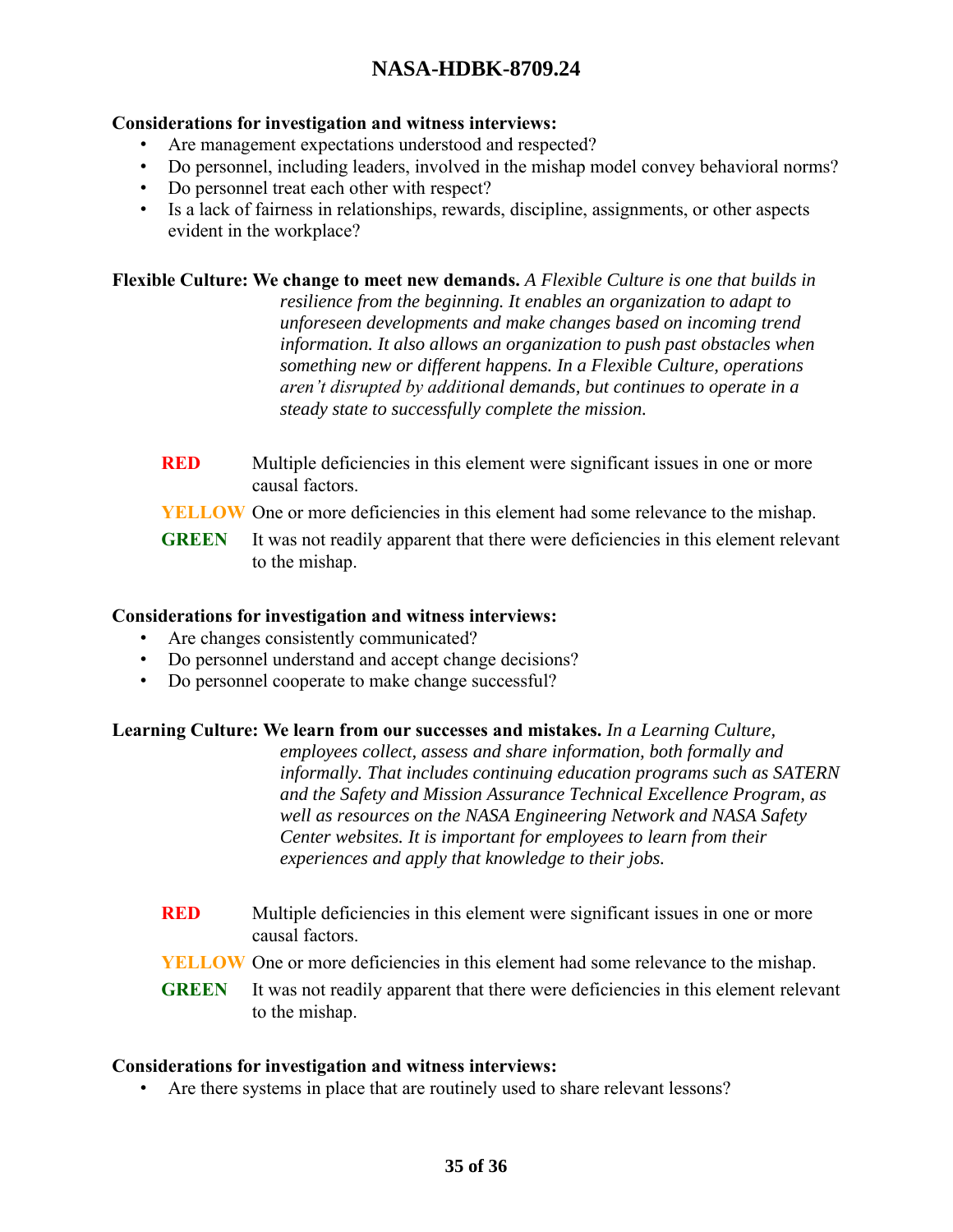**Considerations for investigation and witness interviews:**

- Are management expectations understood and respected?
- Do personnel, including leaders, involved in the mishap model convey behavioral norms?
- Do personnel treat each other with respect?
- Is a lack of fairness in relationships, rewards, discipline, assignments, or other aspects evident in the workplace?

**Flexible Culture: We change to meet new demands.** *A Flexible Culture is one that builds in resilience from the beginning. It enables an organization to adapt to unforeseen developments and make changes based on incoming trend information. It also allows an organization to push past obstacles when something new or different happens. In a Flexible Culture, operations aren't disrupted by additional demands, but continues to operate in a steady state to successfully complete the mission.*

**RED** Multiple deficiencies in this element were significant issues in one or more causal factors.

**YELLOW** One or more deficiencies in this element had some relevance to the mishap.

**GREEN** It was not readily apparent that there were deficiencies in this element relevant to the mishap.

**Considerations for investigation and witness interviews:**

- Are changes consistently communicated?
- Do personnel understand and accept change decisions?
- Do personnel cooperate to make change successful?

**Learning Culture: We learn from our successes and mistakes.** *In a Learning Culture, employees collect, assess and share information, both formally and informally. That includes continuing education programs such as SATERN and the Safety and Mission Assurance Technical Excellence Program, as well as resources on the NASA Engineering Network and NASA Safety Center websites. It is important for employees to learn from their experiences and apply that knowledge to their jobs.*

**RED** Multiple deficiencies in this element were significant issues in one or more causal factors.

**YELLOW** One or more deficiencies in this element had some relevance to the mishap.

**GREEN** It was not readily apparent that there were deficiencies in this element relevant to the mishap.

**Considerations for investigation and witness interviews:**

- Are there systems in place that are routinely used to share relevant lessons?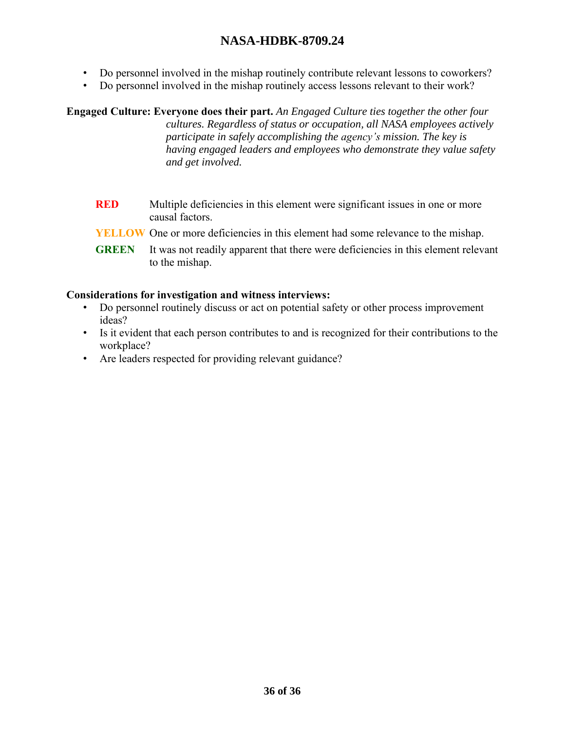- Do personnel involved in the mishap routinely contribute relevant lessons to coworkers?
- Do personnel involved in the mishap routinely access lessons relevant to their work?

**Engaged Culture: Everyone does their part.** *An Engaged Culture ties together the other four cultures. Regardless of status or occupation, all NASA employees actively participate in safely accomplishing the agency's mission. The key is having engaged leaders and employees who demonstrate they value safety and get involved.*

| | |
|---|---|
| **RED** | Multiple deficiencies in this element were significant issues in one or more causal factors. |
| **YELLOW** | One or more deficiencies in this element had some relevance to the mishap. |
| **GREEN** | It was not readily apparent that there were deficiencies in this element relevant to the mishap. |

**Considerations for investigation and witness interviews:**

- Do personnel routinely discuss or act on potential safety or other process improvement ideas?
- Is it evident that each person contributes to and is recognized for their contributions to the workplace?
- Are leaders respected for providing relevant guidance?